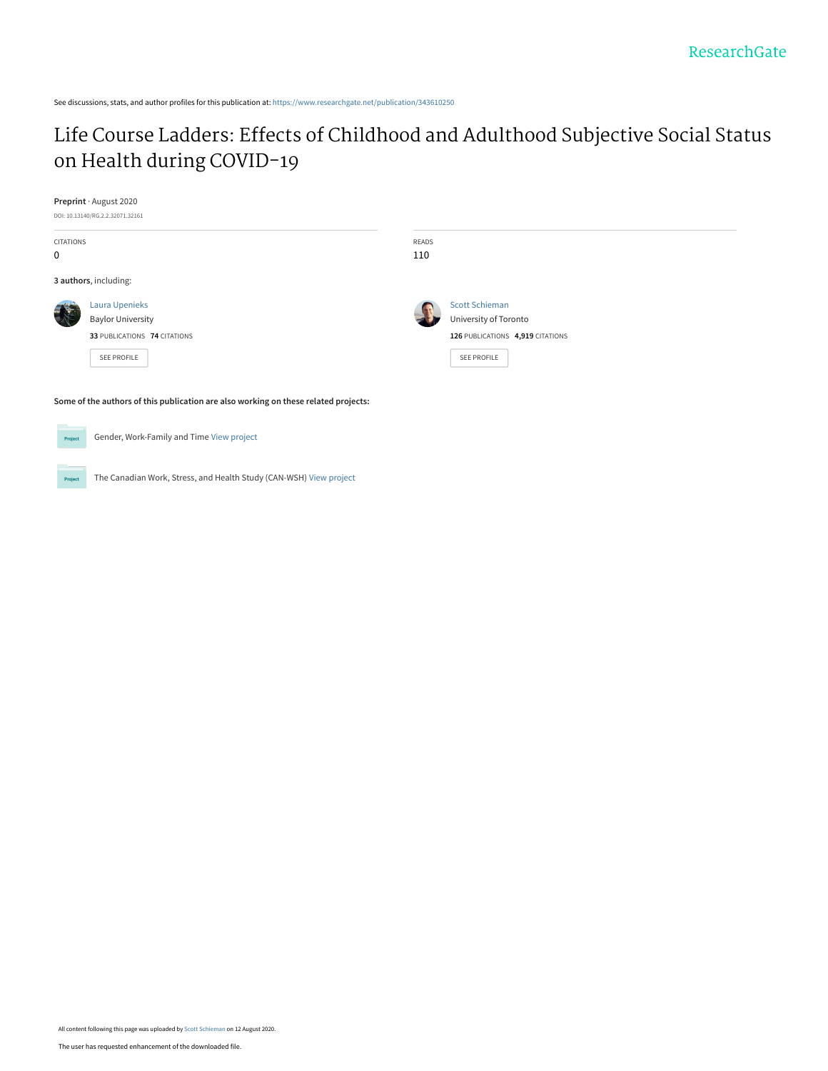See discussions, stats, and author profiles for this publication at: https://www.researchgate.net/publication/343610250

# Life Course Ladders: Effects of Childhood and Adulthood Subjective Social Status on Health during COVID-19

**Preprint** · August 2020

DOI: 10.13140/RG.2.2.32071.32161

| CITATIONS | READS |
|---|---|
| 0 | 110 |

**3 authors**, including:

Laura Upenieks
Baylor University
**33** PUBLICATIONS **74** CITATIONS
SEE PROFILE

Scott Schieman
University of Toronto
**126** PUBLICATIONS **4,919** CITATIONS
SEE PROFILE

**Some of the authors of this publication are also working on these related projects:**

Project: Gender, Work-Family and Time View project

Project: The Canadian Work, Stress, and Health Study (CAN-WSH) View project

All content following this page was uploaded by Scott Schieman on 12 August 2020.

The user has requested enhancement of the downloaded file.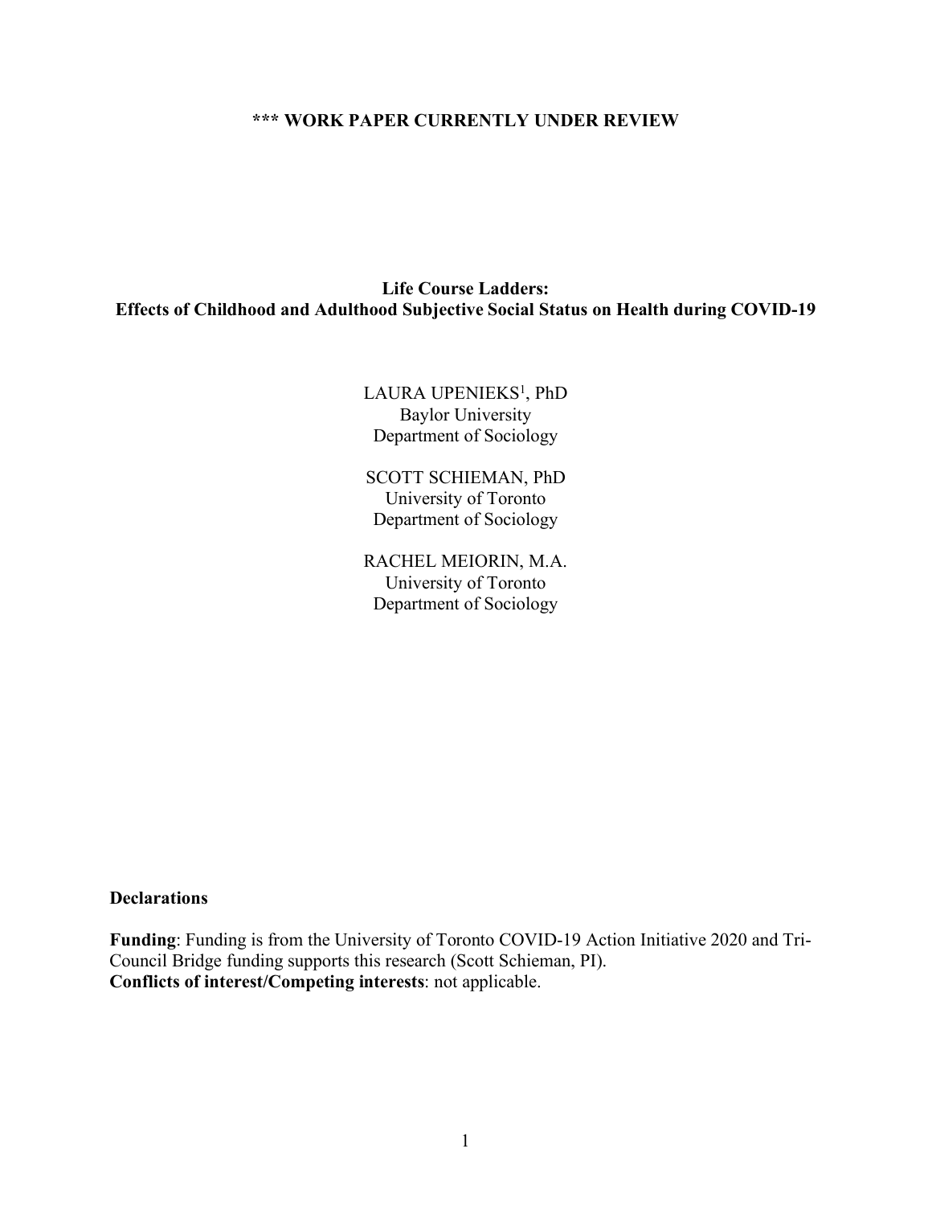**\*\*\* WORK PAPER CURRENTLY UNDER REVIEW**

# Life Course Ladders:
# Effects of Childhood and Adulthood Subjective Social Status on Health during COVID-19

LAURA UPENIEKS[1], PhD
Baylor University
Department of Sociology

SCOTT SCHIEMAN, PhD
University of Toronto
Department of Sociology

RACHEL MEIORIN, M.A.
University of Toronto
Department of Sociology

**Declarations**

**Funding**: Funding is from the University of Toronto COVID-19 Action Initiative 2020 and Tri-Council Bridge funding supports this research (Scott Schieman, PI).
**Conflicts of interest/Competing interests**: not applicable.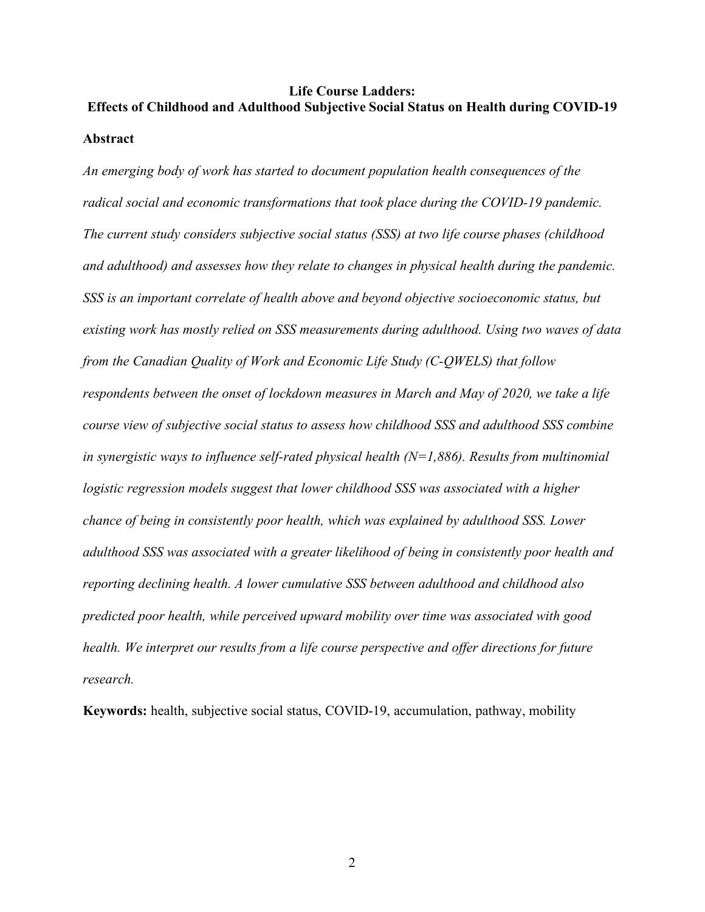**Life Course Ladders:**
**Effects of Childhood and Adulthood Subjective Social Status on Health during COVID-19**

**Abstract**

*An emerging body of work has started to document population health consequences of the radical social and economic transformations that took place during the COVID-19 pandemic. The current study considers subjective social status (SSS) at two life course phases (childhood and adulthood) and assesses how they relate to changes in physical health during the pandemic. SSS is an important correlate of health above and beyond objective socioeconomic status, but existing work has mostly relied on SSS measurements during adulthood. Using two waves of data from the Canadian Quality of Work and Economic Life Study (C-QWELS) that follow respondents between the onset of lockdown measures in March and May of 2020, we take a life course view of subjective social status to assess how childhood SSS and adulthood SSS combine in synergistic ways to influence self-rated physical health (N=1,886). Results from multinomial logistic regression models suggest that lower childhood SSS was associated with a higher chance of being in consistently poor health, which was explained by adulthood SSS. Lower adulthood SSS was associated with a greater likelihood of being in consistently poor health and reporting declining health. A lower cumulative SSS between adulthood and childhood also predicted poor health, while perceived upward mobility over time was associated with good health. We interpret our results from a life course perspective and offer directions for future research.*

**Keywords:** health, subjective social status, COVID-19, accumulation, pathway, mobility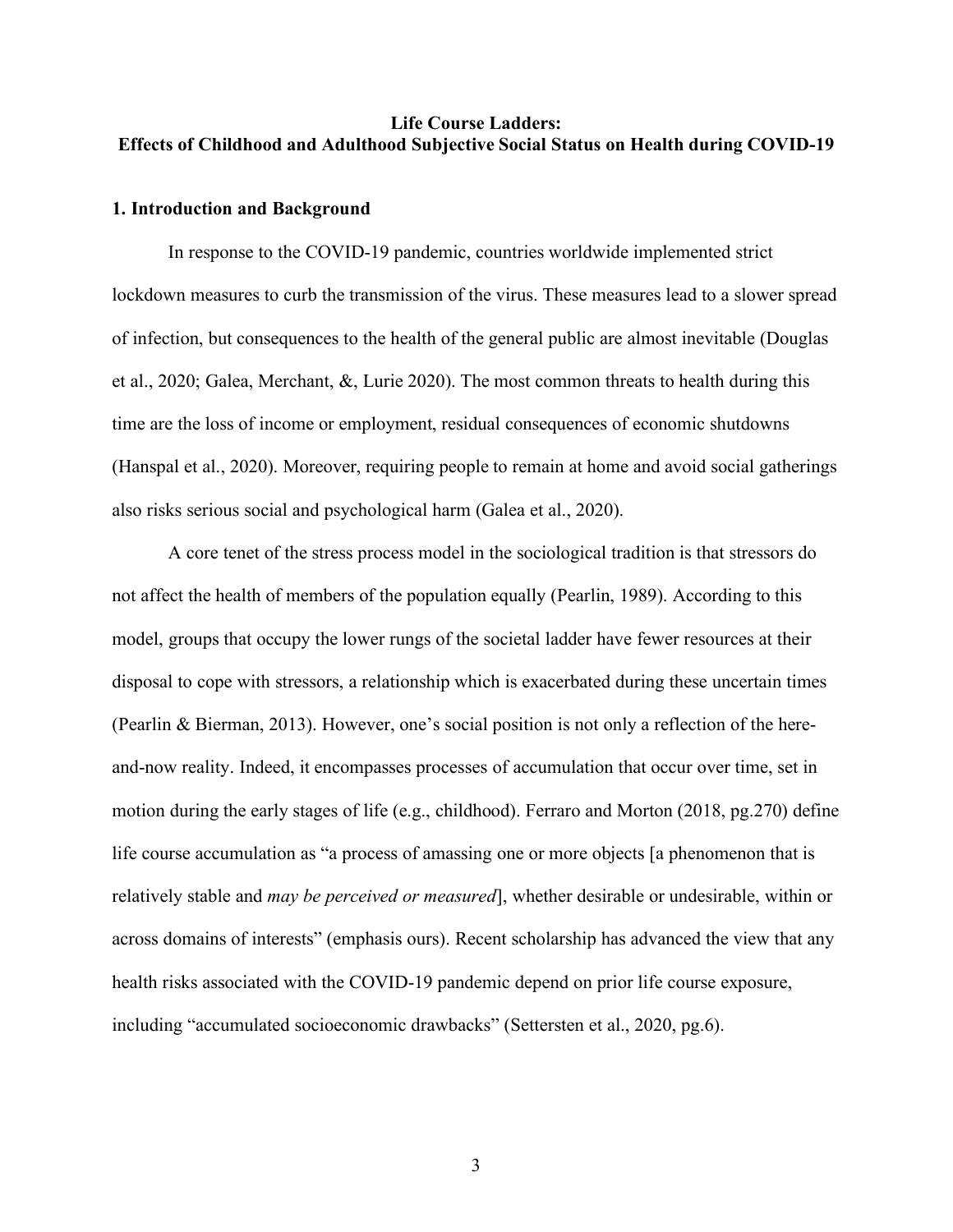**Life Course Ladders:**
**Effects of Childhood and Adulthood Subjective Social Status on Health during COVID-19**

## 1. Introduction and Background

In response to the COVID-19 pandemic, countries worldwide implemented strict lockdown measures to curb the transmission of the virus. These measures lead to a slower spread of infection, but consequences to the health of the general public are almost inevitable (Douglas et al., 2020; Galea, Merchant, &, Lurie 2020). The most common threats to health during this time are the loss of income or employment, residual consequences of economic shutdowns (Hanspal et al., 2020). Moreover, requiring people to remain at home and avoid social gatherings also risks serious social and psychological harm (Galea et al., 2020).

A core tenet of the stress process model in the sociological tradition is that stressors do not affect the health of members of the population equally (Pearlin, 1989). According to this model, groups that occupy the lower rungs of the societal ladder have fewer resources at their disposal to cope with stressors, a relationship which is exacerbated during these uncertain times (Pearlin & Bierman, 2013). However, one's social position is not only a reflection of the here-and-now reality. Indeed, it encompasses processes of accumulation that occur over time, set in motion during the early stages of life (e.g., childhood). Ferraro and Morton (2018, pg.270) define life course accumulation as "a process of amassing one or more objects [a phenomenon that is relatively stable and *may be perceived or measured*], whether desirable or undesirable, within or across domains of interests" (emphasis ours). Recent scholarship has advanced the view that any health risks associated with the COVID-19 pandemic depend on prior life course exposure, including "accumulated socioeconomic drawbacks" (Settersten et al., 2020, pg.6).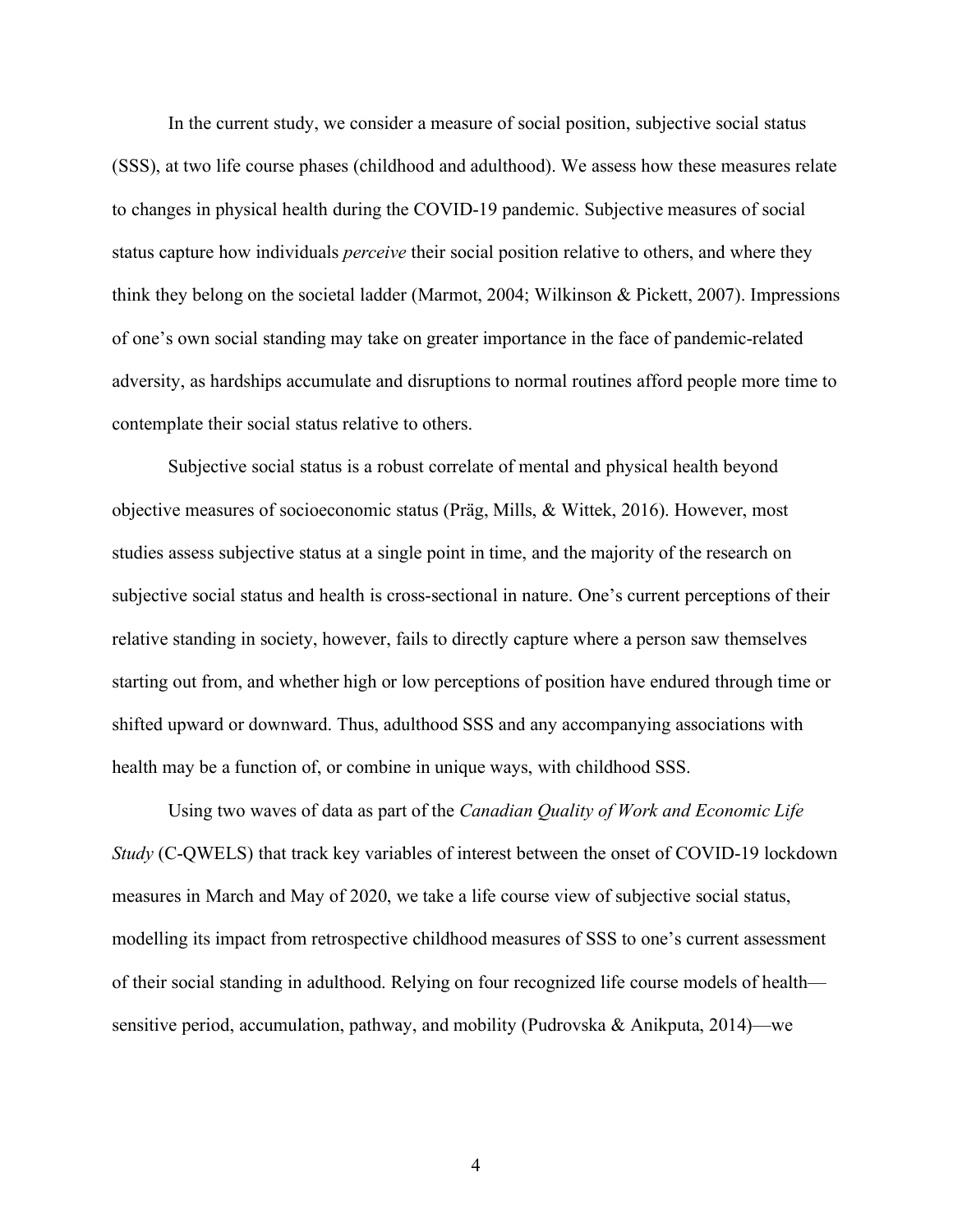In the current study, we consider a measure of social position, subjective social status (SSS), at two life course phases (childhood and adulthood). We assess how these measures relate to changes in physical health during the COVID-19 pandemic. Subjective measures of social status capture how individuals *perceive* their social position relative to others, and where they think they belong on the societal ladder (Marmot, 2004; Wilkinson & Pickett, 2007). Impressions of one's own social standing may take on greater importance in the face of pandemic-related adversity, as hardships accumulate and disruptions to normal routines afford people more time to contemplate their social status relative to others.

Subjective social status is a robust correlate of mental and physical health beyond objective measures of socioeconomic status (Präg, Mills, & Wittek, 2016). However, most studies assess subjective status at a single point in time, and the majority of the research on subjective social status and health is cross-sectional in nature. One's current perceptions of their relative standing in society, however, fails to directly capture where a person saw themselves starting out from, and whether high or low perceptions of position have endured through time or shifted upward or downward. Thus, adulthood SSS and any accompanying associations with health may be a function of, or combine in unique ways, with childhood SSS.

Using two waves of data as part of the *Canadian Quality of Work and Economic Life Study* (C-QWELS) that track key variables of interest between the onset of COVID-19 lockdown measures in March and May of 2020, we take a life course view of subjective social status, modelling its impact from retrospective childhood measures of SSS to one's current assessment of their social standing in adulthood. Relying on four recognized life course models of health—sensitive period, accumulation, pathway, and mobility (Pudrovska & Anikputa, 2014)—we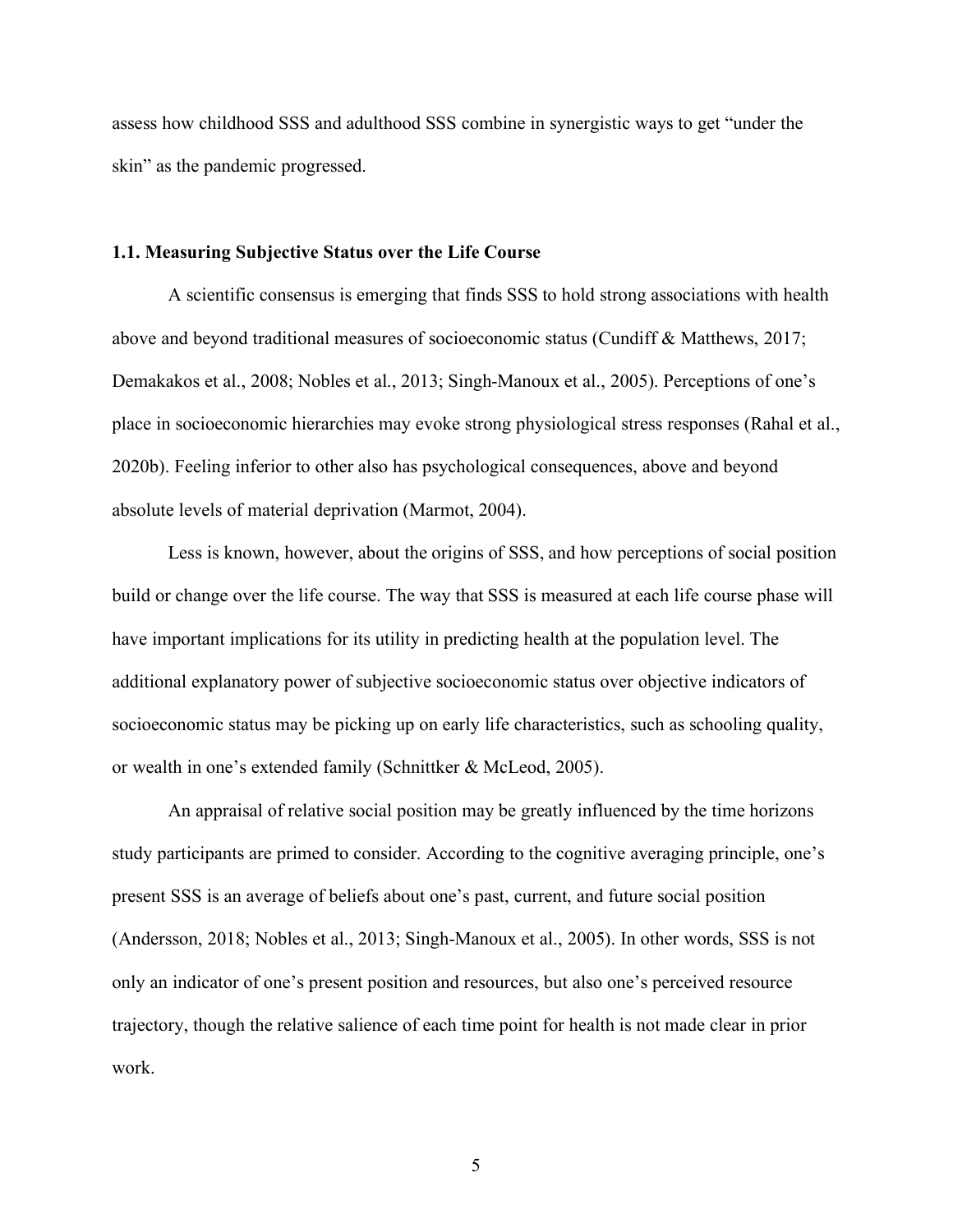assess how childhood SSS and adulthood SSS combine in synergistic ways to get "under the skin" as the pandemic progressed.

### 1.1. Measuring Subjective Status over the Life Course

A scientific consensus is emerging that finds SSS to hold strong associations with health above and beyond traditional measures of socioeconomic status (Cundiff & Matthews, 2017; Demakakos et al., 2008; Nobles et al., 2013; Singh-Manoux et al., 2005). Perceptions of one's place in socioeconomic hierarchies may evoke strong physiological stress responses (Rahal et al., 2020b). Feeling inferior to other also has psychological consequences, above and beyond absolute levels of material deprivation (Marmot, 2004).

Less is known, however, about the origins of SSS, and how perceptions of social position build or change over the life course. The way that SSS is measured at each life course phase will have important implications for its utility in predicting health at the population level. The additional explanatory power of subjective socioeconomic status over objective indicators of socioeconomic status may be picking up on early life characteristics, such as schooling quality, or wealth in one's extended family (Schnittker & McLeod, 2005).

An appraisal of relative social position may be greatly influenced by the time horizons study participants are primed to consider. According to the cognitive averaging principle, one's present SSS is an average of beliefs about one's past, current, and future social position (Andersson, 2018; Nobles et al., 2013; Singh-Manoux et al., 2005). In other words, SSS is not only an indicator of one's present position and resources, but also one's perceived resource trajectory, though the relative salience of each time point for health is not made clear in prior work.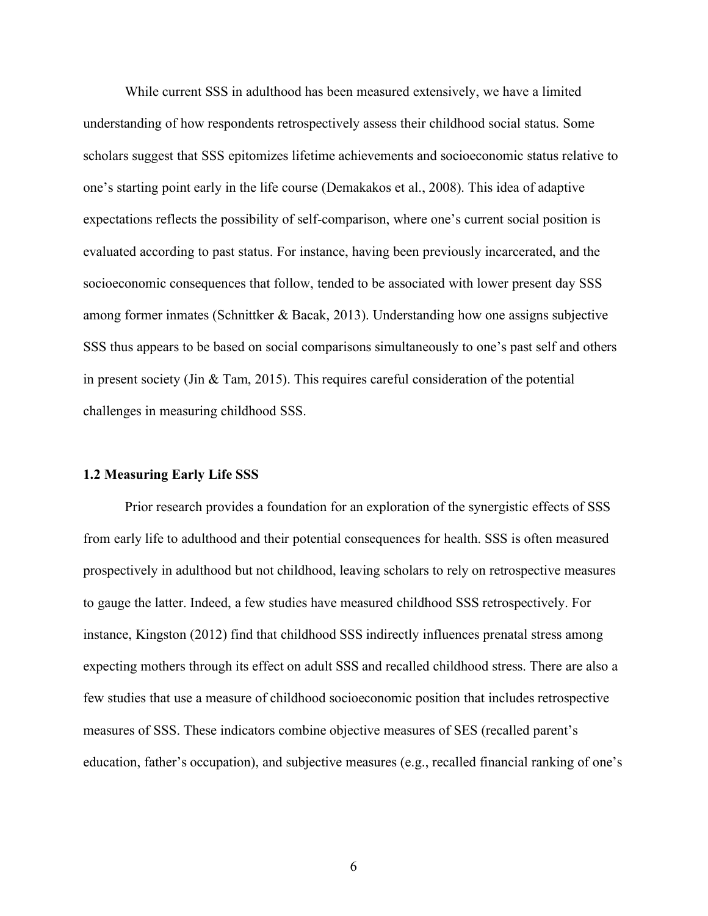While current SSS in adulthood has been measured extensively, we have a limited understanding of how respondents retrospectively assess their childhood social status. Some scholars suggest that SSS epitomizes lifetime achievements and socioeconomic status relative to one's starting point early in the life course (Demakakos et al., 2008). This idea of adaptive expectations reflects the possibility of self-comparison, where one's current social position is evaluated according to past status. For instance, having been previously incarcerated, and the socioeconomic consequences that follow, tended to be associated with lower present day SSS among former inmates (Schnittker & Bacak, 2013). Understanding how one assigns subjective SSS thus appears to be based on social comparisons simultaneously to one's past self and others in present society (Jin & Tam, 2015). This requires careful consideration of the potential challenges in measuring childhood SSS.

### 1.2 Measuring Early Life SSS

Prior research provides a foundation for an exploration of the synergistic effects of SSS from early life to adulthood and their potential consequences for health. SSS is often measured prospectively in adulthood but not childhood, leaving scholars to rely on retrospective measures to gauge the latter. Indeed, a few studies have measured childhood SSS retrospectively. For instance, Kingston (2012) find that childhood SSS indirectly influences prenatal stress among expecting mothers through its effect on adult SSS and recalled childhood stress. There are also a few studies that use a measure of childhood socioeconomic position that includes retrospective measures of SSS. These indicators combine objective measures of SES (recalled parent's education, father's occupation), and subjective measures (e.g., recalled financial ranking of one's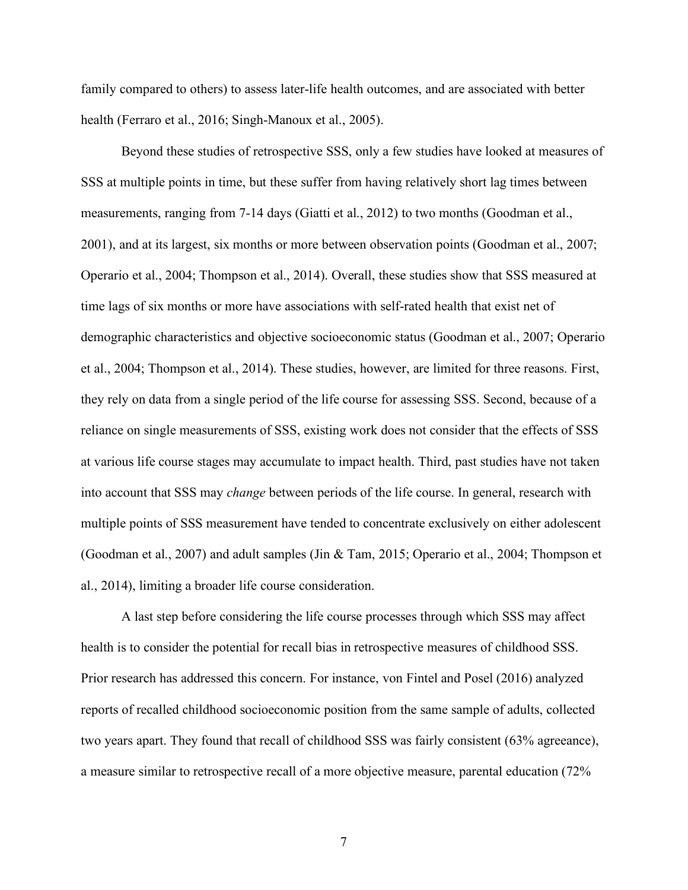family compared to others) to assess later-life health outcomes, and are associated with better health (Ferraro et al., 2016; Singh-Manoux et al., 2005).

Beyond these studies of retrospective SSS, only a few studies have looked at measures of SSS at multiple points in time, but these suffer from having relatively short lag times between measurements, ranging from 7-14 days (Giatti et al., 2012) to two months (Goodman et al., 2001), and at its largest, six months or more between observation points (Goodman et al., 2007; Operario et al., 2004; Thompson et al., 2014). Overall, these studies show that SSS measured at time lags of six months or more have associations with self-rated health that exist net of demographic characteristics and objective socioeconomic status (Goodman et al., 2007; Operario et al., 2004; Thompson et al., 2014). These studies, however, are limited for three reasons. First, they rely on data from a single period of the life course for assessing SSS. Second, because of a reliance on single measurements of SSS, existing work does not consider that the effects of SSS at various life course stages may accumulate to impact health. Third, past studies have not taken into account that SSS may *change* between periods of the life course. In general, research with multiple points of SSS measurement have tended to concentrate exclusively on either adolescent (Goodman et al., 2007) and adult samples (Jin & Tam, 2015; Operario et al., 2004; Thompson et al., 2014), limiting a broader life course consideration.

A last step before considering the life course processes through which SSS may affect health is to consider the potential for recall bias in retrospective measures of childhood SSS. Prior research has addressed this concern. For instance, von Fintel and Posel (2016) analyzed reports of recalled childhood socioeconomic position from the same sample of adults, collected two years apart. They found that recall of childhood SSS was fairly consistent (63% agreeance), a measure similar to retrospective recall of a more objective measure, parental education (72%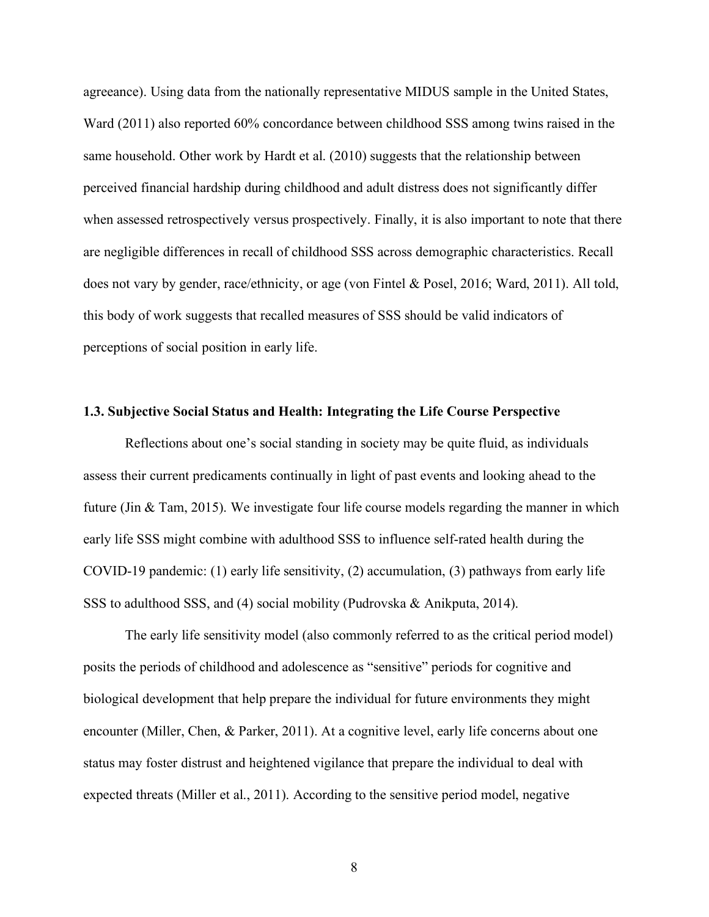agreeance). Using data from the nationally representative MIDUS sample in the United States, Ward (2011) also reported 60% concordance between childhood SSS among twins raised in the same household. Other work by Hardt et al. (2010) suggests that the relationship between perceived financial hardship during childhood and adult distress does not significantly differ when assessed retrospectively versus prospectively. Finally, it is also important to note that there are negligible differences in recall of childhood SSS across demographic characteristics. Recall does not vary by gender, race/ethnicity, or age (von Fintel & Posel, 2016; Ward, 2011). All told, this body of work suggests that recalled measures of SSS should be valid indicators of perceptions of social position in early life.

### 1.3. Subjective Social Status and Health: Integrating the Life Course Perspective

Reflections about one's social standing in society may be quite fluid, as individuals assess their current predicaments continually in light of past events and looking ahead to the future (Jin & Tam, 2015). We investigate four life course models regarding the manner in which early life SSS might combine with adulthood SSS to influence self-rated health during the COVID-19 pandemic: (1) early life sensitivity, (2) accumulation, (3) pathways from early life SSS to adulthood SSS, and (4) social mobility (Pudrovska & Anikputa, 2014).

The early life sensitivity model (also commonly referred to as the critical period model) posits the periods of childhood and adolescence as "sensitive" periods for cognitive and biological development that help prepare the individual for future environments they might encounter (Miller, Chen, & Parker, 2011). At a cognitive level, early life concerns about one status may foster distrust and heightened vigilance that prepare the individual to deal with expected threats (Miller et al., 2011). According to the sensitive period model, negative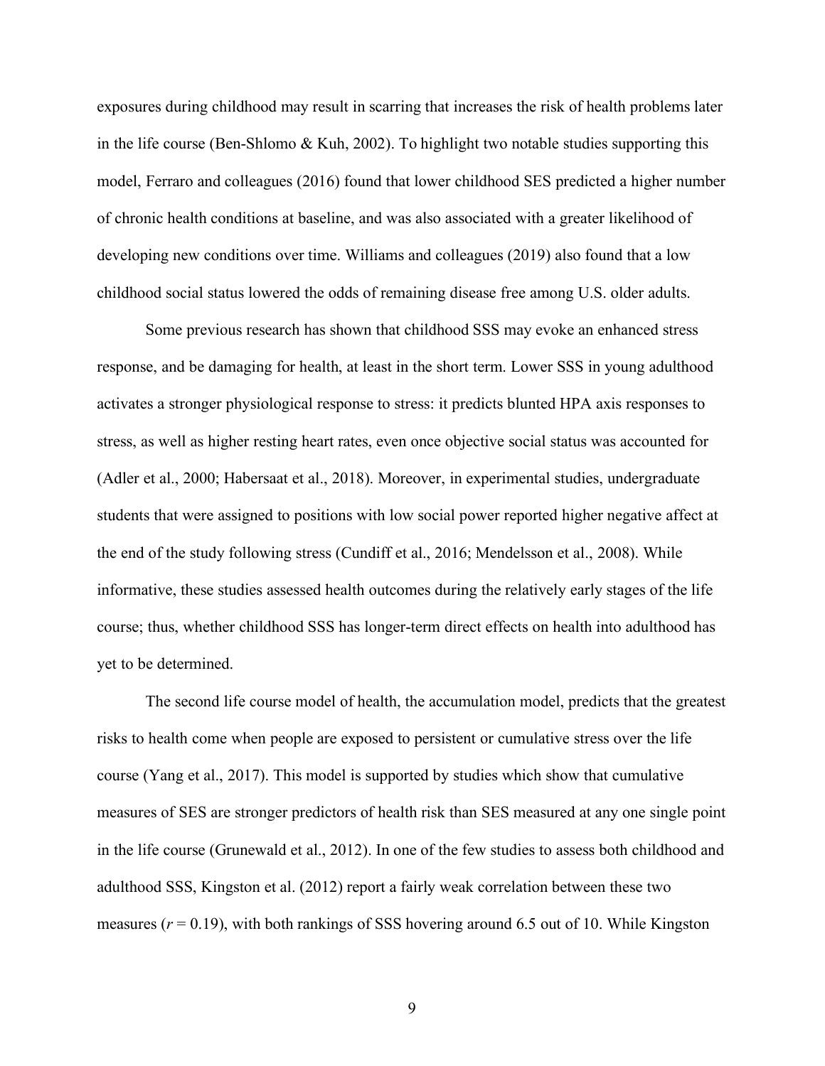exposures during childhood may result in scarring that increases the risk of health problems later in the life course (Ben-Shlomo & Kuh, 2002). To highlight two notable studies supporting this model, Ferraro and colleagues (2016) found that lower childhood SES predicted a higher number of chronic health conditions at baseline, and was also associated with a greater likelihood of developing new conditions over time. Williams and colleagues (2019) also found that a low childhood social status lowered the odds of remaining disease free among U.S. older adults.

Some previous research has shown that childhood SSS may evoke an enhanced stress response, and be damaging for health, at least in the short term. Lower SSS in young adulthood activates a stronger physiological response to stress: it predicts blunted HPA axis responses to stress, as well as higher resting heart rates, even once objective social status was accounted for (Adler et al., 2000; Habersaat et al., 2018). Moreover, in experimental studies, undergraduate students that were assigned to positions with low social power reported higher negative affect at the end of the study following stress (Cundiff et al., 2016; Mendelsson et al., 2008). While informative, these studies assessed health outcomes during the relatively early stages of the life course; thus, whether childhood SSS has longer-term direct effects on health into adulthood has yet to be determined.

The second life course model of health, the accumulation model, predicts that the greatest risks to health come when people are exposed to persistent or cumulative stress over the life course (Yang et al., 2017). This model is supported by studies which show that cumulative measures of SES are stronger predictors of health risk than SES measured at any one single point in the life course (Grunewald et al., 2012). In one of the few studies to assess both childhood and adulthood SSS, Kingston et al. (2012) report a fairly weak correlation between these two measures ($r = 0.19$), with both rankings of SSS hovering around 6.5 out of 10. While Kingston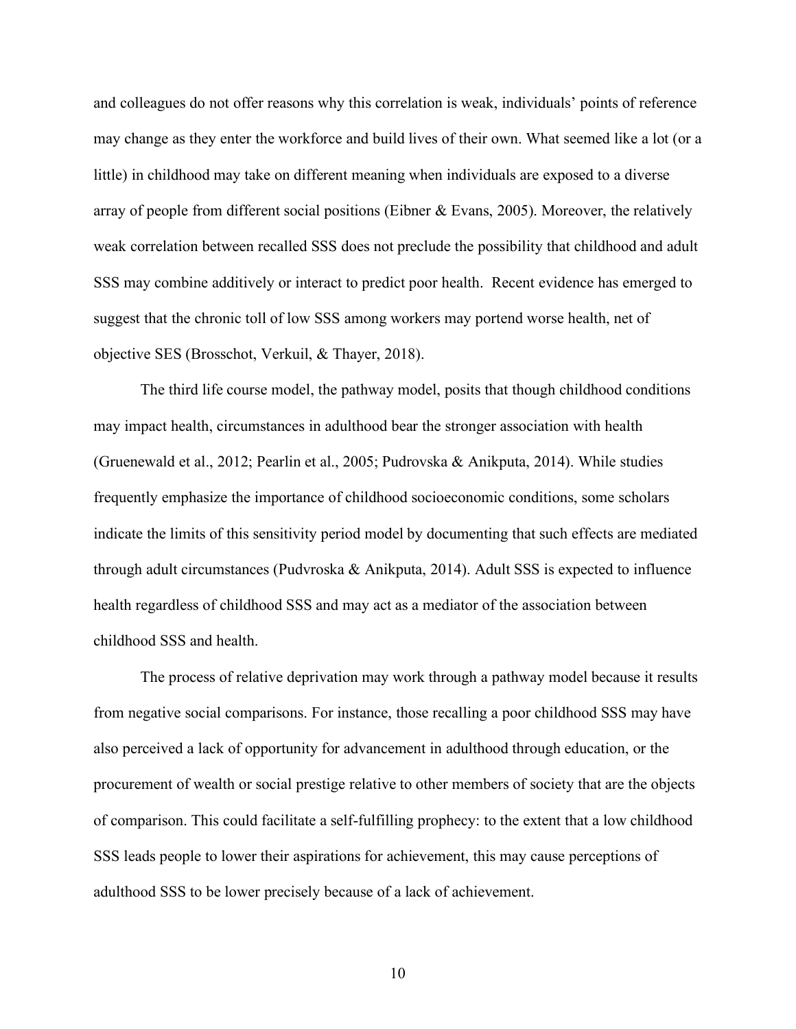and colleagues do not offer reasons why this correlation is weak, individuals' points of reference may change as they enter the workforce and build lives of their own. What seemed like a lot (or a little) in childhood may take on different meaning when individuals are exposed to a diverse array of people from different social positions (Eibner & Evans, 2005). Moreover, the relatively weak correlation between recalled SSS does not preclude the possibility that childhood and adult SSS may combine additively or interact to predict poor health. Recent evidence has emerged to suggest that the chronic toll of low SSS among workers may portend worse health, net of objective SES (Brosschot, Verkuil, & Thayer, 2018).

The third life course model, the pathway model, posits that though childhood conditions may impact health, circumstances in adulthood bear the stronger association with health (Gruenewald et al., 2012; Pearlin et al., 2005; Pudrovska & Anikputa, 2014). While studies frequently emphasize the importance of childhood socioeconomic conditions, some scholars indicate the limits of this sensitivity period model by documenting that such effects are mediated through adult circumstances (Pudvroska & Anikputa, 2014). Adult SSS is expected to influence health regardless of childhood SSS and may act as a mediator of the association between childhood SSS and health.

The process of relative deprivation may work through a pathway model because it results from negative social comparisons. For instance, those recalling a poor childhood SSS may have also perceived a lack of opportunity for advancement in adulthood through education, or the procurement of wealth or social prestige relative to other members of society that are the objects of comparison. This could facilitate a self-fulfilling prophecy: to the extent that a low childhood SSS leads people to lower their aspirations for achievement, this may cause perceptions of adulthood SSS to be lower precisely because of a lack of achievement.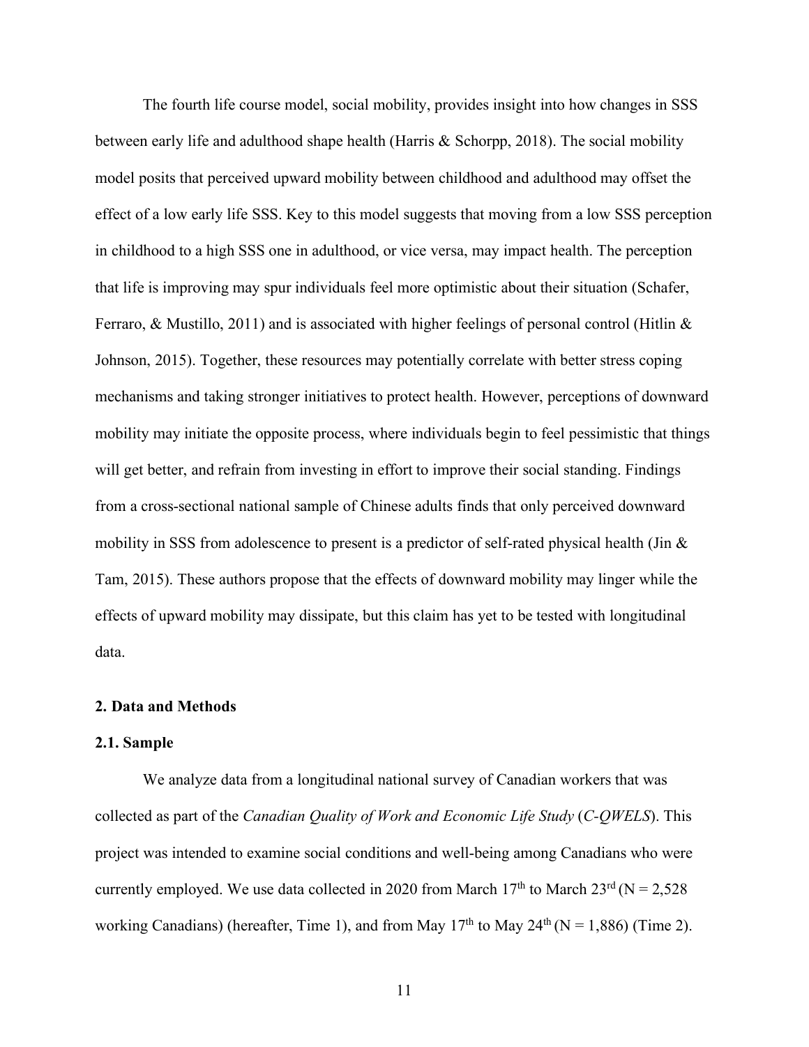The fourth life course model, social mobility, provides insight into how changes in SSS between early life and adulthood shape health (Harris & Schorpp, 2018). The social mobility model posits that perceived upward mobility between childhood and adulthood may offset the effect of a low early life SSS. Key to this model suggests that moving from a low SSS perception in childhood to a high SSS one in adulthood, or vice versa, may impact health. The perception that life is improving may spur individuals feel more optimistic about their situation (Schafer, Ferraro, & Mustillo, 2011) and is associated with higher feelings of personal control (Hitlin & Johnson, 2015). Together, these resources may potentially correlate with better stress coping mechanisms and taking stronger initiatives to protect health. However, perceptions of downward mobility may initiate the opposite process, where individuals begin to feel pessimistic that things will get better, and refrain from investing in effort to improve their social standing. Findings from a cross-sectional national sample of Chinese adults finds that only perceived downward mobility in SSS from adolescence to present is a predictor of self-rated physical health (Jin & Tam, 2015). These authors propose that the effects of downward mobility may linger while the effects of upward mobility may dissipate, but this claim has yet to be tested with longitudinal data.

## 2. Data and Methods

### 2.1. Sample

We analyze data from a longitudinal national survey of Canadian workers that was collected as part of the *Canadian Quality of Work and Economic Life Study* (*C-QWELS*). This project was intended to examine social conditions and well-being among Canadians who were currently employed. We use data collected in 2020 from March 17th to March 23rd (N = 2,528 working Canadians) (hereafter, Time 1), and from May 17th to May 24th (N = 1,886) (Time 2).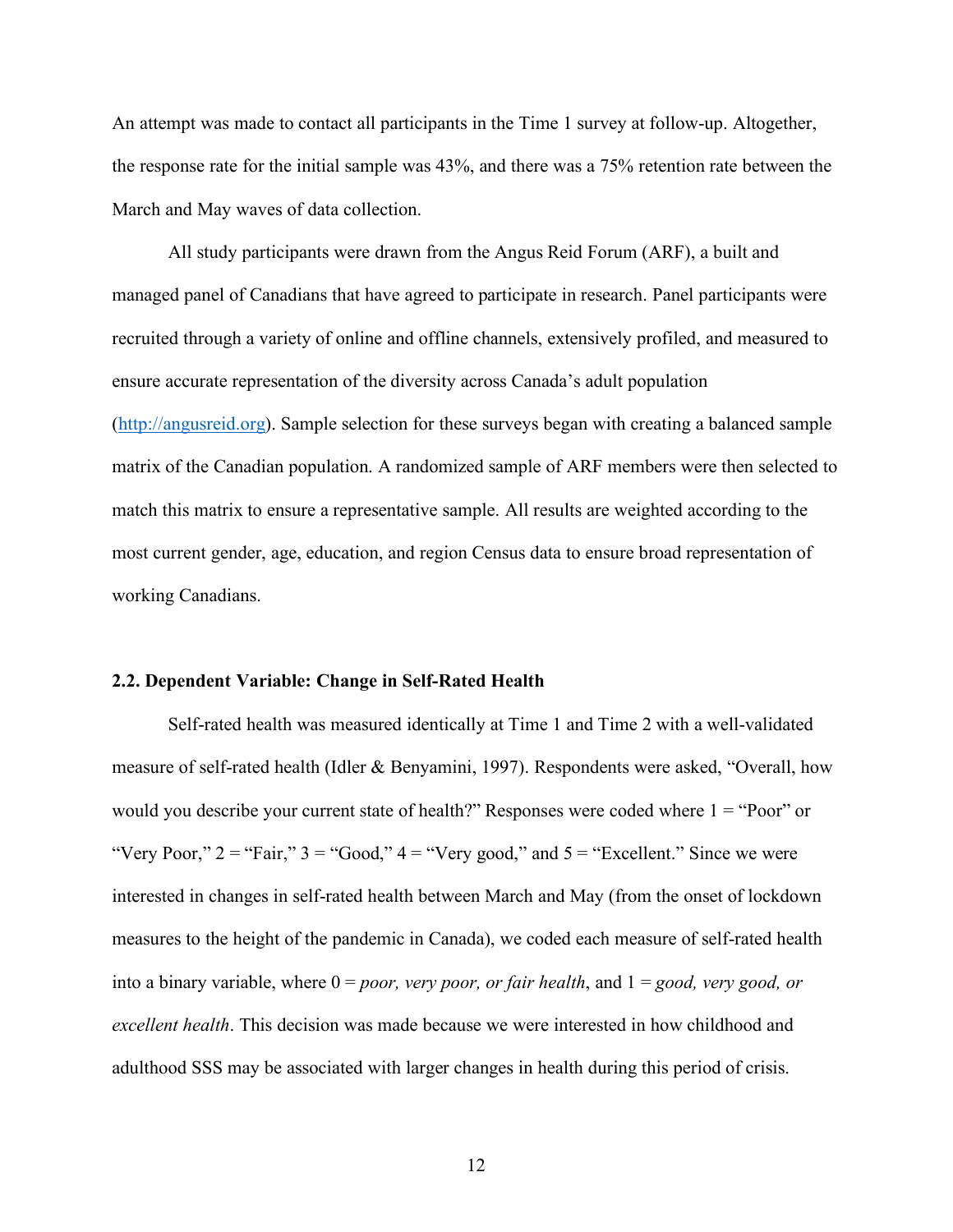An attempt was made to contact all participants in the Time 1 survey at follow-up. Altogether, the response rate for the initial sample was 43%, and there was a 75% retention rate between the March and May waves of data collection.

All study participants were drawn from the Angus Reid Forum (ARF), a built and managed panel of Canadians that have agreed to participate in research. Panel participants were recruited through a variety of online and offline channels, extensively profiled, and measured to ensure accurate representation of the diversity across Canada's adult population (http://angusreid.org). Sample selection for these surveys began with creating a balanced sample matrix of the Canadian population. A randomized sample of ARF members were then selected to match this matrix to ensure a representative sample. All results are weighted according to the most current gender, age, education, and region Census data to ensure broad representation of working Canadians.

### 2.2. Dependent Variable: Change in Self-Rated Health

Self-rated health was measured identically at Time 1 and Time 2 with a well-validated measure of self-rated health (Idler & Benyamini, 1997). Respondents were asked, "Overall, how would you describe your current state of health?" Responses were coded where 1 = "Poor" or "Very Poor," 2 = "Fair," 3 = "Good," 4 = "Very good," and 5 = "Excellent." Since we were interested in changes in self-rated health between March and May (from the onset of lockdown measures to the height of the pandemic in Canada), we coded each measure of self-rated health into a binary variable, where 0 = *poor, very poor, or fair health*, and 1 = *good, very good, or excellent health*. This decision was made because we were interested in how childhood and adulthood SSS may be associated with larger changes in health during this period of crisis.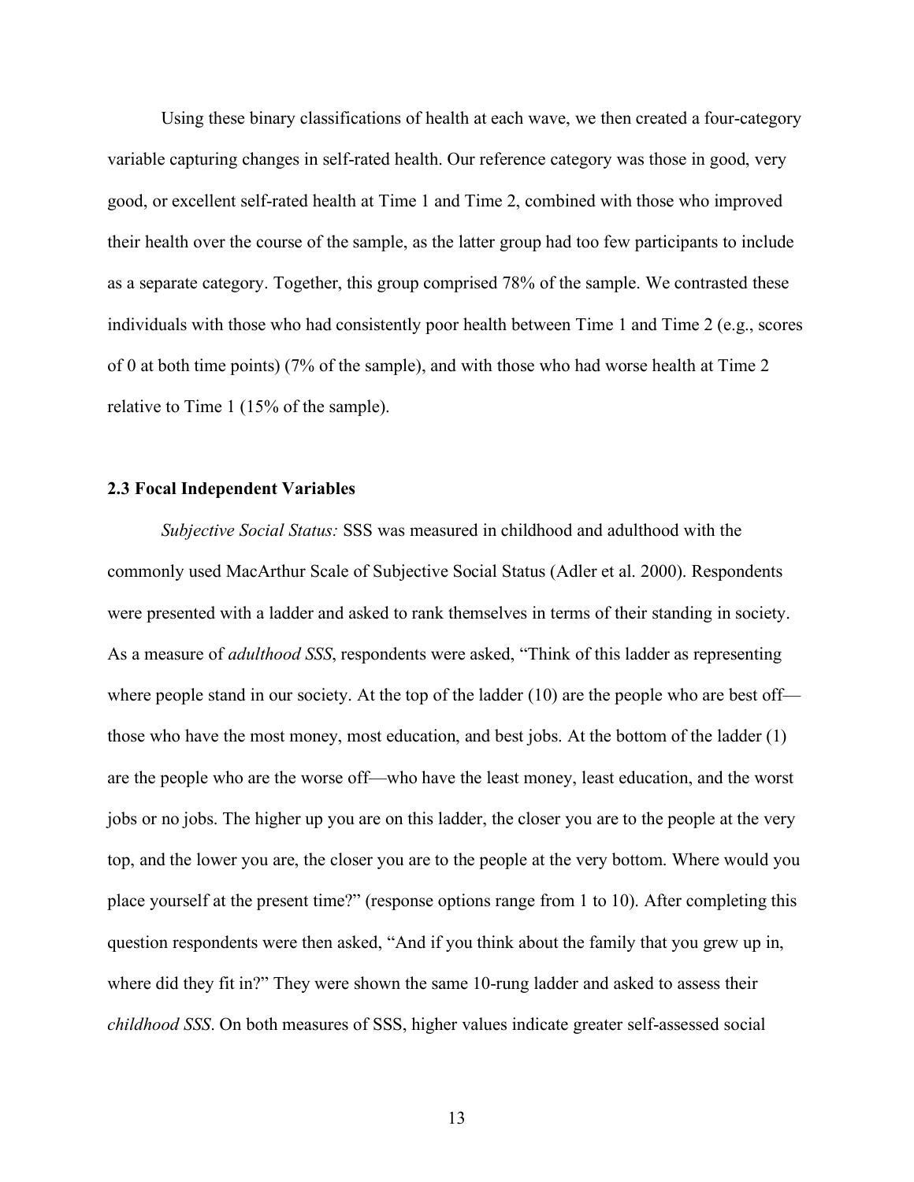Using these binary classifications of health at each wave, we then created a four-category variable capturing changes in self-rated health. Our reference category was those in good, very good, or excellent self-rated health at Time 1 and Time 2, combined with those who improved their health over the course of the sample, as the latter group had too few participants to include as a separate category. Together, this group comprised 78% of the sample. We contrasted these individuals with those who had consistently poor health between Time 1 and Time 2 (e.g., scores of 0 at both time points) (7% of the sample), and with those who had worse health at Time 2 relative to Time 1 (15% of the sample).

### 2.3 Focal Independent Variables

*Subjective Social Status:* SSS was measured in childhood and adulthood with the commonly used MacArthur Scale of Subjective Social Status (Adler et al. 2000). Respondents were presented with a ladder and asked to rank themselves in terms of their standing in society. As a measure of *adulthood SSS*, respondents were asked, "Think of this ladder as representing where people stand in our society. At the top of the ladder (10) are the people who are best off—those who have the most money, most education, and best jobs. At the bottom of the ladder (1) are the people who are the worse off—who have the least money, least education, and the worst jobs or no jobs. The higher up you are on this ladder, the closer you are to the people at the very top, and the lower you are, the closer you are to the people at the very bottom. Where would you place yourself at the present time?" (response options range from 1 to 10). After completing this question respondents were then asked, "And if you think about the family that you grew up in, where did they fit in?" They were shown the same 10-rung ladder and asked to assess their *childhood SSS*. On both measures of SSS, higher values indicate greater self-assessed social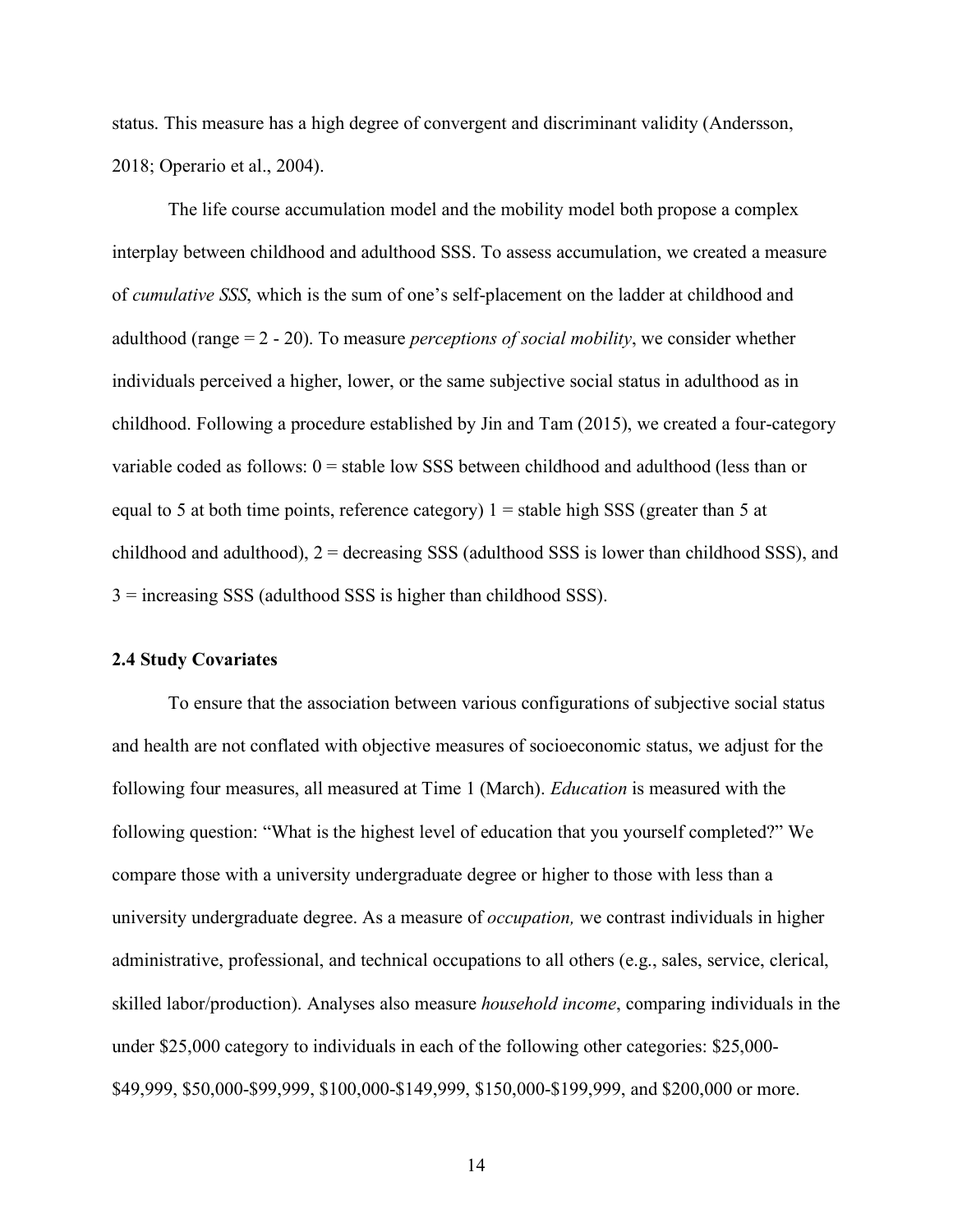status. This measure has a high degree of convergent and discriminant validity (Andersson, 2018; Operario et al., 2004).

The life course accumulation model and the mobility model both propose a complex interplay between childhood and adulthood SSS. To assess accumulation, we created a measure of *cumulative SSS*, which is the sum of one's self-placement on the ladder at childhood and adulthood (range = 2 - 20). To measure *perceptions of social mobility*, we consider whether individuals perceived a higher, lower, or the same subjective social status in adulthood as in childhood. Following a procedure established by Jin and Tam (2015), we created a four-category variable coded as follows: 0 = stable low SSS between childhood and adulthood (less than or equal to 5 at both time points, reference category) 1 = stable high SSS (greater than 5 at childhood and adulthood), 2 = decreasing SSS (adulthood SSS is lower than childhood SSS), and 3 = increasing SSS (adulthood SSS is higher than childhood SSS).

### 2.4 Study Covariates

To ensure that the association between various configurations of subjective social status and health are not conflated with objective measures of socioeconomic status, we adjust for the following four measures, all measured at Time 1 (March). *Education* is measured with the following question: "What is the highest level of education that you yourself completed?" We compare those with a university undergraduate degree or higher to those with less than a university undergraduate degree. As a measure of *occupation,* we contrast individuals in higher administrative, professional, and technical occupations to all others (e.g., sales, service, clerical, skilled labor/production). Analyses also measure *household income*, comparing individuals in the under $25,000 category to individuals in each of the following other categories: $25,000-$49,999, $50,000-$99,999, $100,000-$149,999, $150,000-$199,999, and $200,000 or more.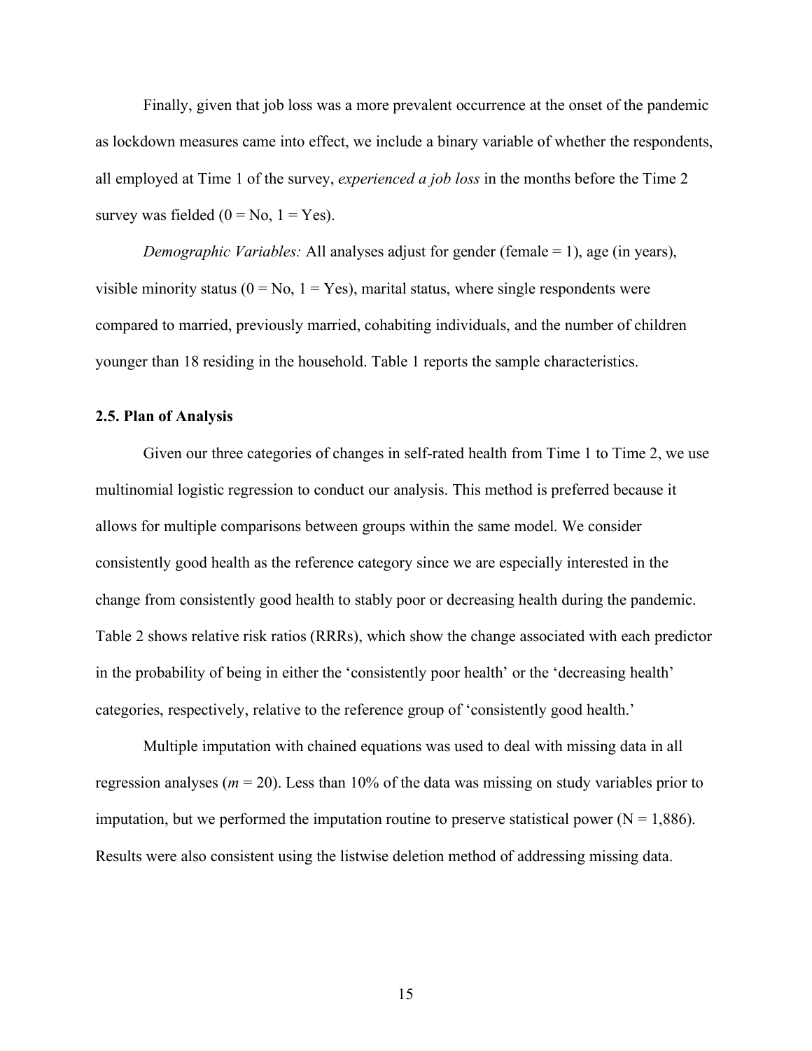Finally, given that job loss was a more prevalent occurrence at the onset of the pandemic as lockdown measures came into effect, we include a binary variable of whether the respondents, all employed at Time 1 of the survey, *experienced a job loss* in the months before the Time 2 survey was fielded (0 = No, 1 = Yes).

*Demographic Variables:* All analyses adjust for gender (female = 1), age (in years), visible minority status (0 = No, 1 = Yes), marital status, where single respondents were compared to married, previously married, cohabiting individuals, and the number of children younger than 18 residing in the household. Table 1 reports the sample characteristics.

### 2.5. Plan of Analysis

Given our three categories of changes in self-rated health from Time 1 to Time 2, we use multinomial logistic regression to conduct our analysis. This method is preferred because it allows for multiple comparisons between groups within the same model. We consider consistently good health as the reference category since we are especially interested in the change from consistently good health to stably poor or decreasing health during the pandemic. Table 2 shows relative risk ratios (RRRs), which show the change associated with each predictor in the probability of being in either the 'consistently poor health' or the 'decreasing health' categories, respectively, relative to the reference group of 'consistently good health.'

Multiple imputation with chained equations was used to deal with missing data in all regression analyses ($m$ = 20). Less than 10% of the data was missing on study variables prior to imputation, but we performed the imputation routine to preserve statistical power (N = 1,886). Results were also consistent using the listwise deletion method of addressing missing data.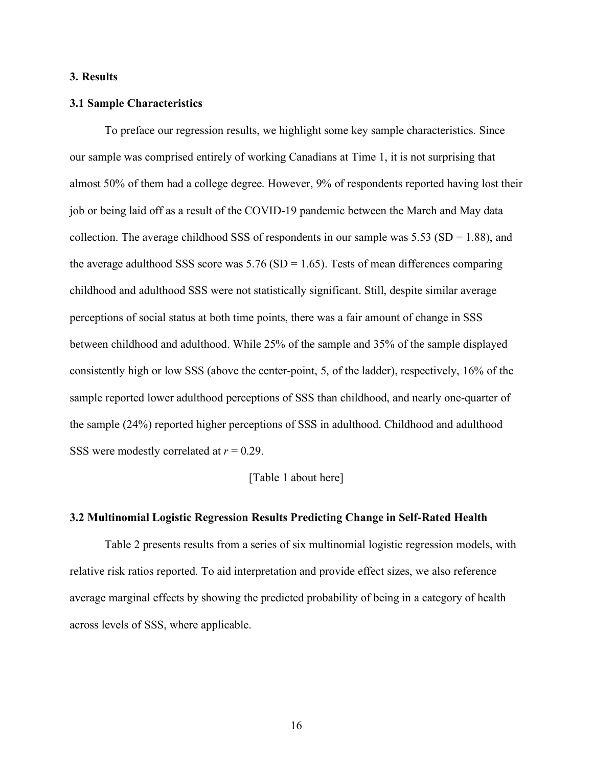## 3. Results

### 3.1 Sample Characteristics

To preface our regression results, we highlight some key sample characteristics. Since our sample was comprised entirely of working Canadians at Time 1, it is not surprising that almost 50% of them had a college degree. However, 9% of respondents reported having lost their job or being laid off as a result of the COVID-19 pandemic between the March and May data collection. The average childhood SSS of respondents in our sample was 5.53 (SD = 1.88), and the average adulthood SSS score was 5.76 (SD = 1.65). Tests of mean differences comparing childhood and adulthood SSS were not statistically significant. Still, despite similar average perceptions of social status at both time points, there was a fair amount of change in SSS between childhood and adulthood. While 25% of the sample and 35% of the sample displayed consistently high or low SSS (above the center-point, 5, of the ladder), respectively, 16% of the sample reported lower adulthood perceptions of SSS than childhood, and nearly one-quarter of the sample (24%) reported higher perceptions of SSS in adulthood. Childhood and adulthood SSS were modestly correlated at $r = 0.29$.

[Table 1 about here]

### 3.2 Multinomial Logistic Regression Results Predicting Change in Self-Rated Health

Table 2 presents results from a series of six multinomial logistic regression models, with relative risk ratios reported. To aid interpretation and provide effect sizes, we also reference average marginal effects by showing the predicted probability of being in a category of health across levels of SSS, where applicable.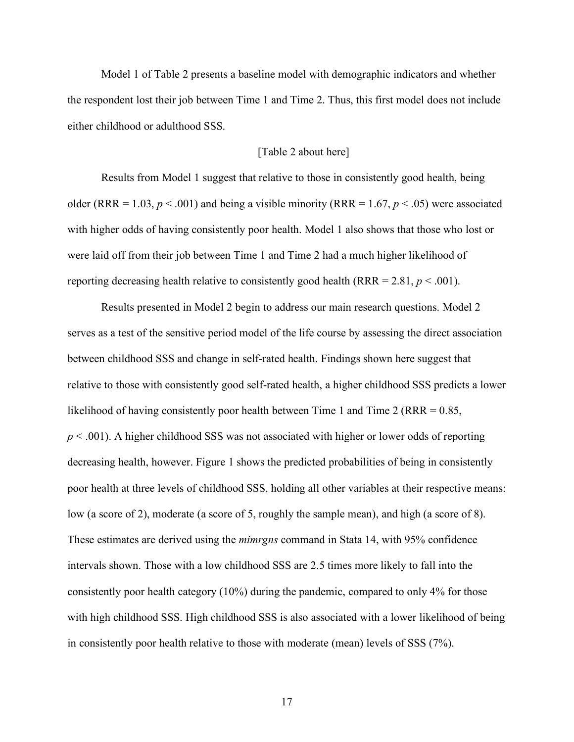Model 1 of Table 2 presents a baseline model with demographic indicators and whether the respondent lost their job between Time 1 and Time 2. Thus, this first model does not include either childhood or adulthood SSS.

[Table 2 about here]

Results from Model 1 suggest that relative to those in consistently good health, being older (RRR = 1.03, $p < .001$) and being a visible minority (RRR = 1.67, $p < .05$) were associated with higher odds of having consistently poor health. Model 1 also shows that those who lost or were laid off from their job between Time 1 and Time 2 had a much higher likelihood of reporting decreasing health relative to consistently good health (RRR = 2.81, $p < .001$).

Results presented in Model 2 begin to address our main research questions. Model 2 serves as a test of the sensitive period model of the life course by assessing the direct association between childhood SSS and change in self-rated health. Findings shown here suggest that relative to those with consistently good self-rated health, a higher childhood SSS predicts a lower likelihood of having consistently poor health between Time 1 and Time 2 (RRR = 0.85, $p < .001$). A higher childhood SSS was not associated with higher or lower odds of reporting decreasing health, however. Figure 1 shows the predicted probabilities of being in consistently poor health at three levels of childhood SSS, holding all other variables at their respective means: low (a score of 2), moderate (a score of 5, roughly the sample mean), and high (a score of 8). These estimates are derived using the *mimrgns* command in Stata 14, with 95% confidence intervals shown. Those with a low childhood SSS are 2.5 times more likely to fall into the consistently poor health category (10%) during the pandemic, compared to only 4% for those with high childhood SSS. High childhood SSS is also associated with a lower likelihood of being in consistently poor health relative to those with moderate (mean) levels of SSS (7%).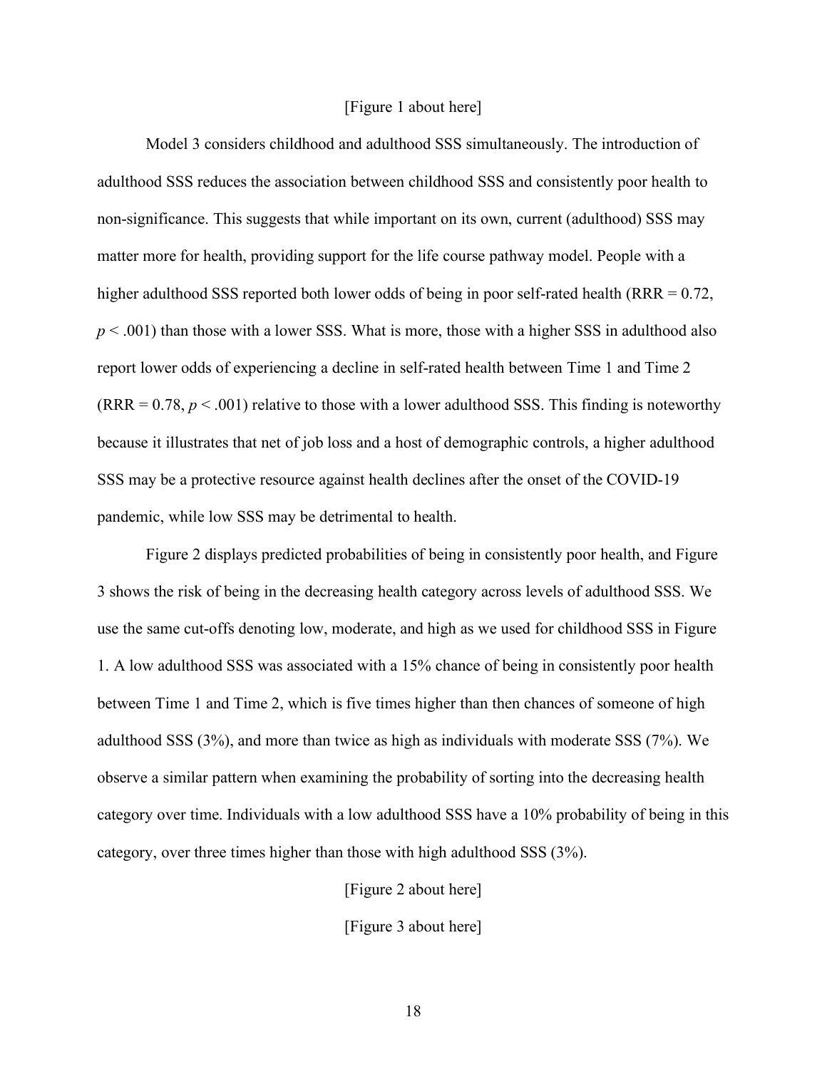[Figure 1 about here]

Model 3 considers childhood and adulthood SSS simultaneously. The introduction of adulthood SSS reduces the association between childhood SSS and consistently poor health to non-significance. This suggests that while important on its own, current (adulthood) SSS may matter more for health, providing support for the life course pathway model. People with a higher adulthood SSS reported both lower odds of being in poor self-rated health (RRR = 0.72, $p < .001$) than those with a lower SSS. What is more, those with a higher SSS in adulthood also report lower odds of experiencing a decline in self-rated health between Time 1 and Time 2 (RRR = 0.78, $p < .001$) relative to those with a lower adulthood SSS. This finding is noteworthy because it illustrates that net of job loss and a host of demographic controls, a higher adulthood SSS may be a protective resource against health declines after the onset of the COVID-19 pandemic, while low SSS may be detrimental to health.

Figure 2 displays predicted probabilities of being in consistently poor health, and Figure 3 shows the risk of being in the decreasing health category across levels of adulthood SSS. We use the same cut-offs denoting low, moderate, and high as we used for childhood SSS in Figure 1. A low adulthood SSS was associated with a 15% chance of being in consistently poor health between Time 1 and Time 2, which is five times higher than then chances of someone of high adulthood SSS (3%), and more than twice as high as individuals with moderate SSS (7%). We observe a similar pattern when examining the probability of sorting into the decreasing health category over time. Individuals with a low adulthood SSS have a 10% probability of being in this category, over three times higher than those with high adulthood SSS (3%).

[Figure 2 about here]

[Figure 3 about here]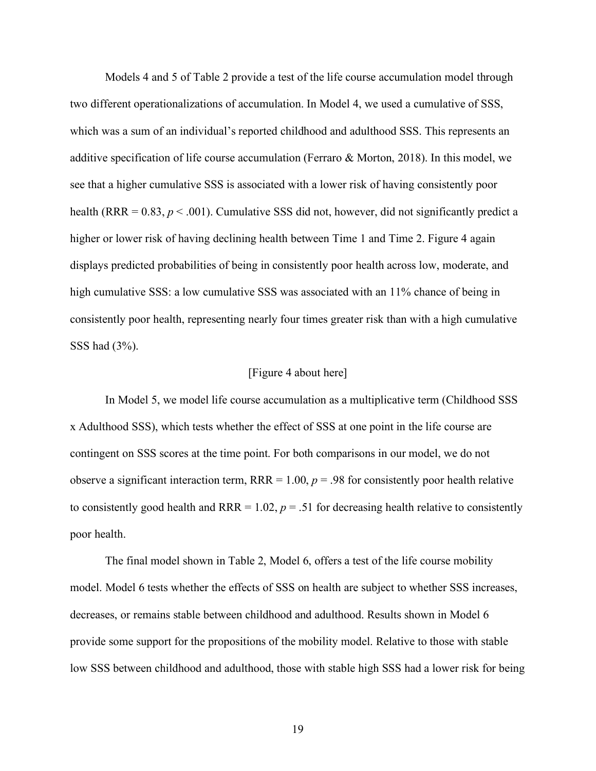Models 4 and 5 of Table 2 provide a test of the life course accumulation model through two different operationalizations of accumulation. In Model 4, we used a cumulative of SSS, which was a sum of an individual's reported childhood and adulthood SSS. This represents an additive specification of life course accumulation (Ferraro & Morton, 2018). In this model, we see that a higher cumulative SSS is associated with a lower risk of having consistently poor health (RRR = 0.83, $p < .001$). Cumulative SSS did not, however, did not significantly predict a higher or lower risk of having declining health between Time 1 and Time 2. Figure 4 again displays predicted probabilities of being in consistently poor health across low, moderate, and high cumulative SSS: a low cumulative SSS was associated with an 11% chance of being in consistently poor health, representing nearly four times greater risk than with a high cumulative SSS had (3%).

[Figure 4 about here]

In Model 5, we model life course accumulation as a multiplicative term (Childhood SSS x Adulthood SSS), which tests whether the effect of SSS at one point in the life course are contingent on SSS scores at the time point. For both comparisons in our model, we do not observe a significant interaction term, RRR = 1.00, $p = .98$ for consistently poor health relative to consistently good health and RRR = 1.02, $p = .51$ for decreasing health relative to consistently poor health.

The final model shown in Table 2, Model 6, offers a test of the life course mobility model. Model 6 tests whether the effects of SSS on health are subject to whether SSS increases, decreases, or remains stable between childhood and adulthood. Results shown in Model 6 provide some support for the propositions of the mobility model. Relative to those with stable low SSS between childhood and adulthood, those with stable high SSS had a lower risk for being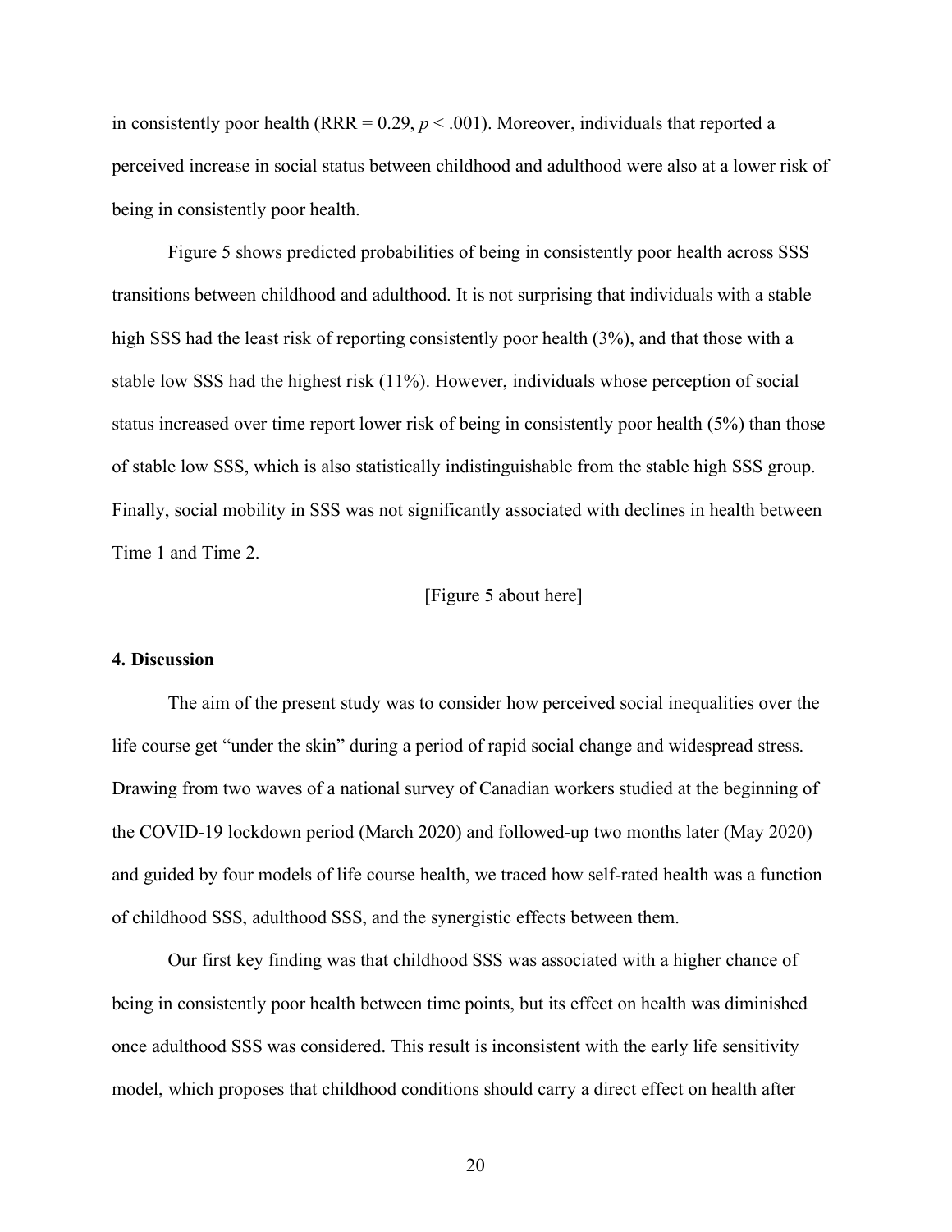in consistently poor health (RRR = 0.29, $p < .001$). Moreover, individuals that reported a perceived increase in social status between childhood and adulthood were also at a lower risk of being in consistently poor health.

Figure 5 shows predicted probabilities of being in consistently poor health across SSS transitions between childhood and adulthood. It is not surprising that individuals with a stable high SSS had the least risk of reporting consistently poor health (3%), and that those with a stable low SSS had the highest risk (11%). However, individuals whose perception of social status increased over time report lower risk of being in consistently poor health (5%) than those of stable low SSS, which is also statistically indistinguishable from the stable high SSS group. Finally, social mobility in SSS was not significantly associated with declines in health between Time 1 and Time 2.

[Figure 5 about here]

## 4. Discussion

The aim of the present study was to consider how perceived social inequalities over the life course get "under the skin" during a period of rapid social change and widespread stress. Drawing from two waves of a national survey of Canadian workers studied at the beginning of the COVID-19 lockdown period (March 2020) and followed-up two months later (May 2020) and guided by four models of life course health, we traced how self-rated health was a function of childhood SSS, adulthood SSS, and the synergistic effects between them.

Our first key finding was that childhood SSS was associated with a higher chance of being in consistently poor health between time points, but its effect on health was diminished once adulthood SSS was considered. This result is inconsistent with the early life sensitivity model, which proposes that childhood conditions should carry a direct effect on health after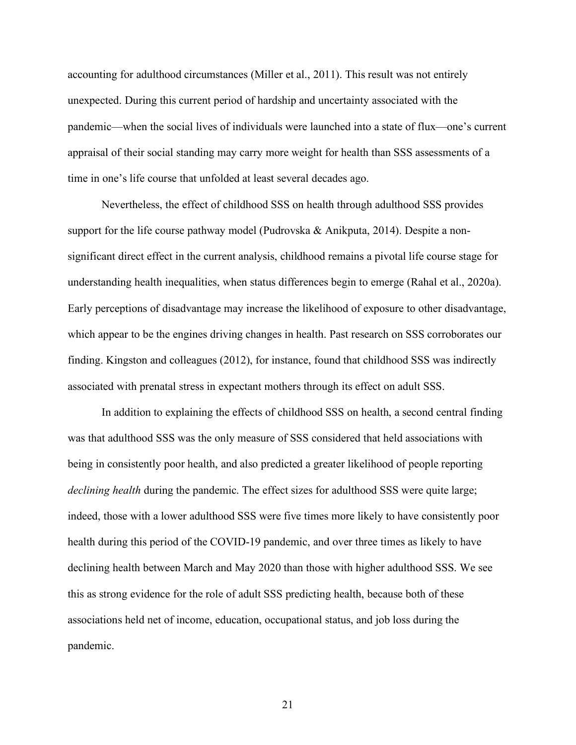accounting for adulthood circumstances (Miller et al., 2011). This result was not entirely unexpected. During this current period of hardship and uncertainty associated with the pandemic—when the social lives of individuals were launched into a state of flux—one's current appraisal of their social standing may carry more weight for health than SSS assessments of a time in one's life course that unfolded at least several decades ago.

Nevertheless, the effect of childhood SSS on health through adulthood SSS provides support for the life course pathway model (Pudrovska & Anikputa, 2014). Despite a non-significant direct effect in the current analysis, childhood remains a pivotal life course stage for understanding health inequalities, when status differences begin to emerge (Rahal et al., 2020a). Early perceptions of disadvantage may increase the likelihood of exposure to other disadvantage, which appear to be the engines driving changes in health. Past research on SSS corroborates our finding. Kingston and colleagues (2012), for instance, found that childhood SSS was indirectly associated with prenatal stress in expectant mothers through its effect on adult SSS.

In addition to explaining the effects of childhood SSS on health, a second central finding was that adulthood SSS was the only measure of SSS considered that held associations with being in consistently poor health, and also predicted a greater likelihood of people reporting *declining health* during the pandemic. The effect sizes for adulthood SSS were quite large; indeed, those with a lower adulthood SSS were five times more likely to have consistently poor health during this period of the COVID-19 pandemic, and over three times as likely to have declining health between March and May 2020 than those with higher adulthood SSS. We see this as strong evidence for the role of adult SSS predicting health, because both of these associations held net of income, education, occupational status, and job loss during the pandemic.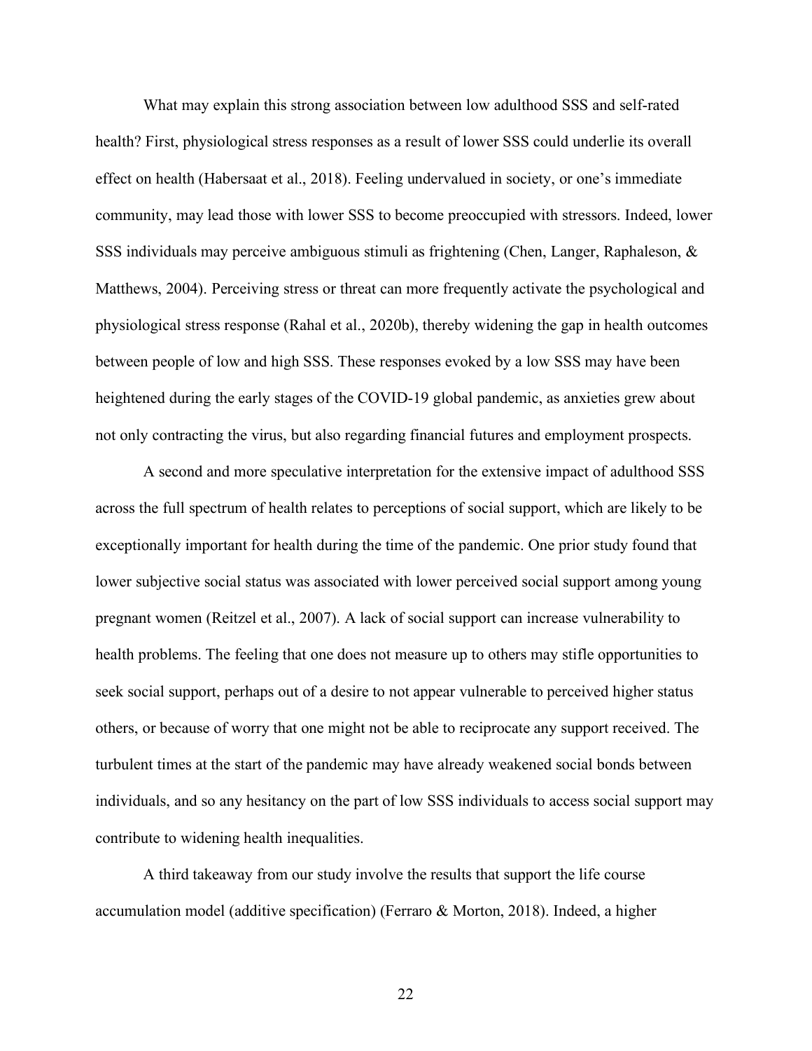What may explain this strong association between low adulthood SSS and self-rated health? First, physiological stress responses as a result of lower SSS could underlie its overall effect on health (Habersaat et al., 2018). Feeling undervalued in society, or one's immediate community, may lead those with lower SSS to become preoccupied with stressors. Indeed, lower SSS individuals may perceive ambiguous stimuli as frightening (Chen, Langer, Raphaleson, & Matthews, 2004). Perceiving stress or threat can more frequently activate the psychological and physiological stress response (Rahal et al., 2020b), thereby widening the gap in health outcomes between people of low and high SSS. These responses evoked by a low SSS may have been heightened during the early stages of the COVID-19 global pandemic, as anxieties grew about not only contracting the virus, but also regarding financial futures and employment prospects.

A second and more speculative interpretation for the extensive impact of adulthood SSS across the full spectrum of health relates to perceptions of social support, which are likely to be exceptionally important for health during the time of the pandemic. One prior study found that lower subjective social status was associated with lower perceived social support among young pregnant women (Reitzel et al., 2007). A lack of social support can increase vulnerability to health problems. The feeling that one does not measure up to others may stifle opportunities to seek social support, perhaps out of a desire to not appear vulnerable to perceived higher status others, or because of worry that one might not be able to reciprocate any support received. The turbulent times at the start of the pandemic may have already weakened social bonds between individuals, and so any hesitancy on the part of low SSS individuals to access social support may contribute to widening health inequalities.

A third takeaway from our study involve the results that support the life course accumulation model (additive specification) (Ferraro & Morton, 2018). Indeed, a higher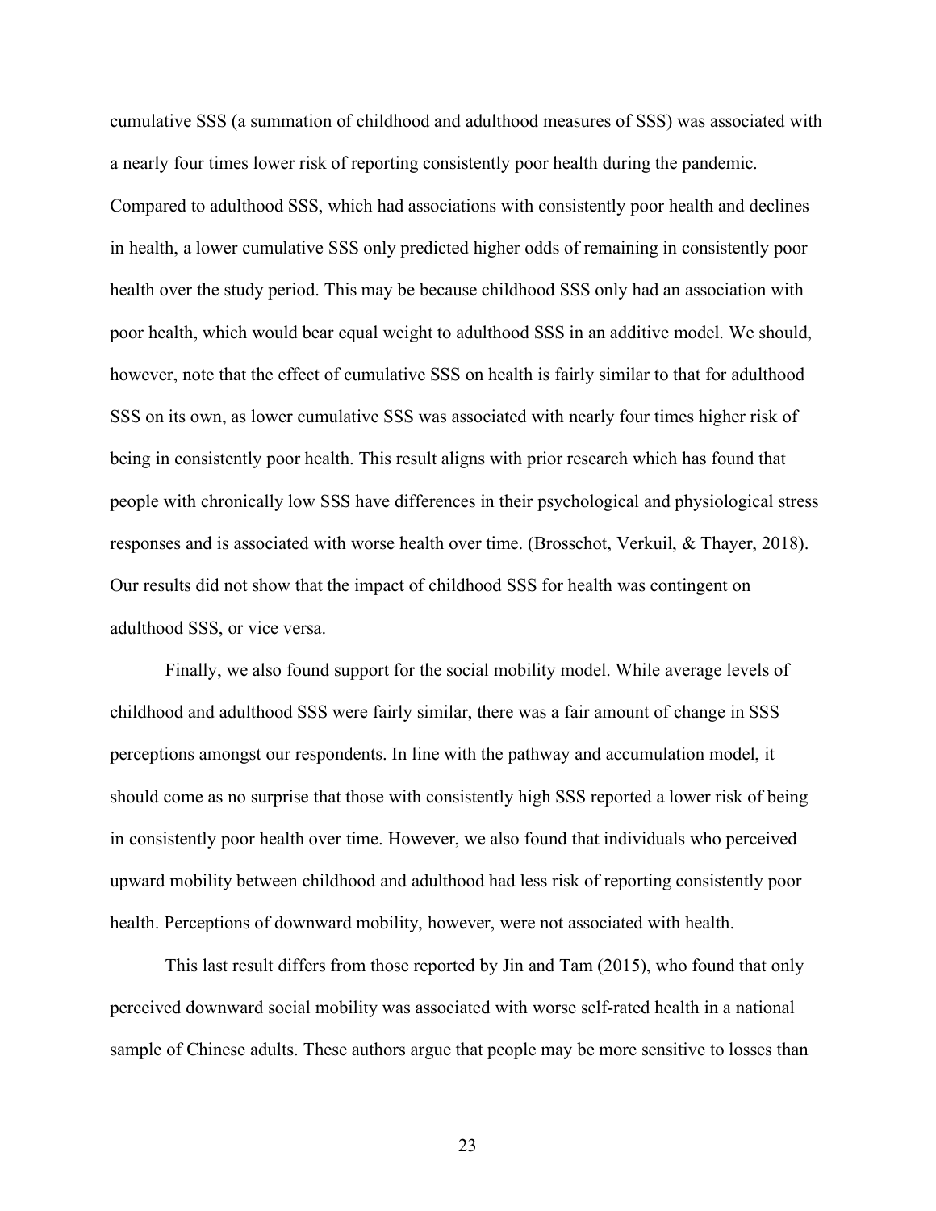cumulative SSS (a summation of childhood and adulthood measures of SSS) was associated with a nearly four times lower risk of reporting consistently poor health during the pandemic. Compared to adulthood SSS, which had associations with consistently poor health and declines in health, a lower cumulative SSS only predicted higher odds of remaining in consistently poor health over the study period. This may be because childhood SSS only had an association with poor health, which would bear equal weight to adulthood SSS in an additive model. We should, however, note that the effect of cumulative SSS on health is fairly similar to that for adulthood SSS on its own, as lower cumulative SSS was associated with nearly four times higher risk of being in consistently poor health. This result aligns with prior research which has found that people with chronically low SSS have differences in their psychological and physiological stress responses and is associated with worse health over time. (Brosschot, Verkuil, & Thayer, 2018). Our results did not show that the impact of childhood SSS for health was contingent on adulthood SSS, or vice versa.

Finally, we also found support for the social mobility model. While average levels of childhood and adulthood SSS were fairly similar, there was a fair amount of change in SSS perceptions amongst our respondents. In line with the pathway and accumulation model, it should come as no surprise that those with consistently high SSS reported a lower risk of being in consistently poor health over time. However, we also found that individuals who perceived upward mobility between childhood and adulthood had less risk of reporting consistently poor health. Perceptions of downward mobility, however, were not associated with health.

This last result differs from those reported by Jin and Tam (2015), who found that only perceived downward social mobility was associated with worse self-rated health in a national sample of Chinese adults. These authors argue that people may be more sensitive to losses than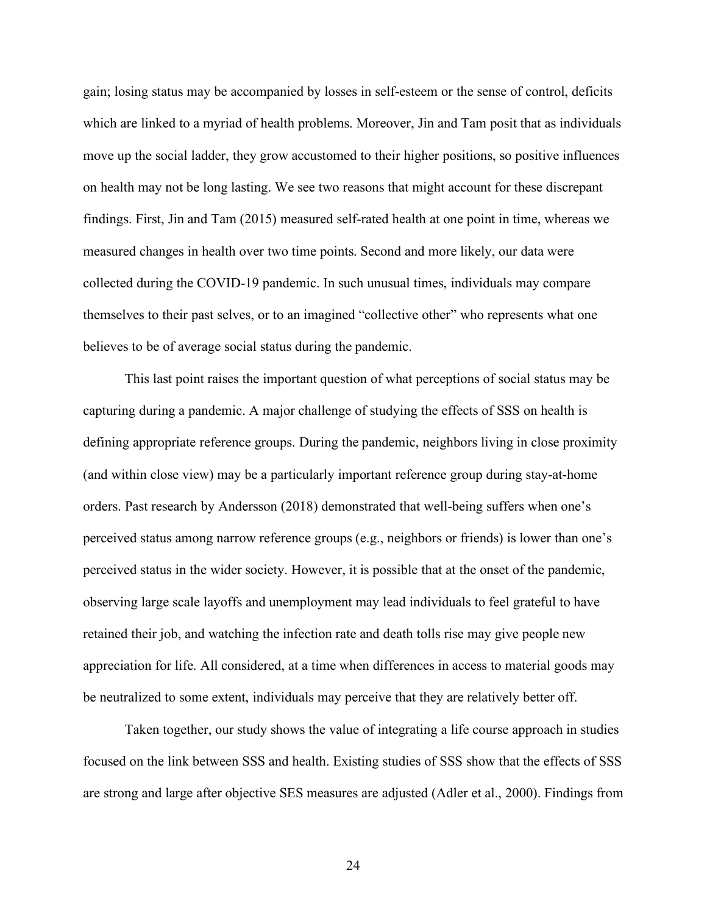gain; losing status may be accompanied by losses in self-esteem or the sense of control, deficits which are linked to a myriad of health problems. Moreover, Jin and Tam posit that as individuals move up the social ladder, they grow accustomed to their higher positions, so positive influences on health may not be long lasting. We see two reasons that might account for these discrepant findings. First, Jin and Tam (2015) measured self-rated health at one point in time, whereas we measured changes in health over two time points. Second and more likely, our data were collected during the COVID-19 pandemic. In such unusual times, individuals may compare themselves to their past selves, or to an imagined "collective other" who represents what one believes to be of average social status during the pandemic.

This last point raises the important question of what perceptions of social status may be capturing during a pandemic. A major challenge of studying the effects of SSS on health is defining appropriate reference groups. During the pandemic, neighbors living in close proximity (and within close view) may be a particularly important reference group during stay-at-home orders. Past research by Andersson (2018) demonstrated that well-being suffers when one's perceived status among narrow reference groups (e.g., neighbors or friends) is lower than one's perceived status in the wider society. However, it is possible that at the onset of the pandemic, observing large scale layoffs and unemployment may lead individuals to feel grateful to have retained their job, and watching the infection rate and death tolls rise may give people new appreciation for life. All considered, at a time when differences in access to material goods may be neutralized to some extent, individuals may perceive that they are relatively better off.

Taken together, our study shows the value of integrating a life course approach in studies focused on the link between SSS and health. Existing studies of SSS show that the effects of SSS are strong and large after objective SES measures are adjusted (Adler et al., 2000). Findings from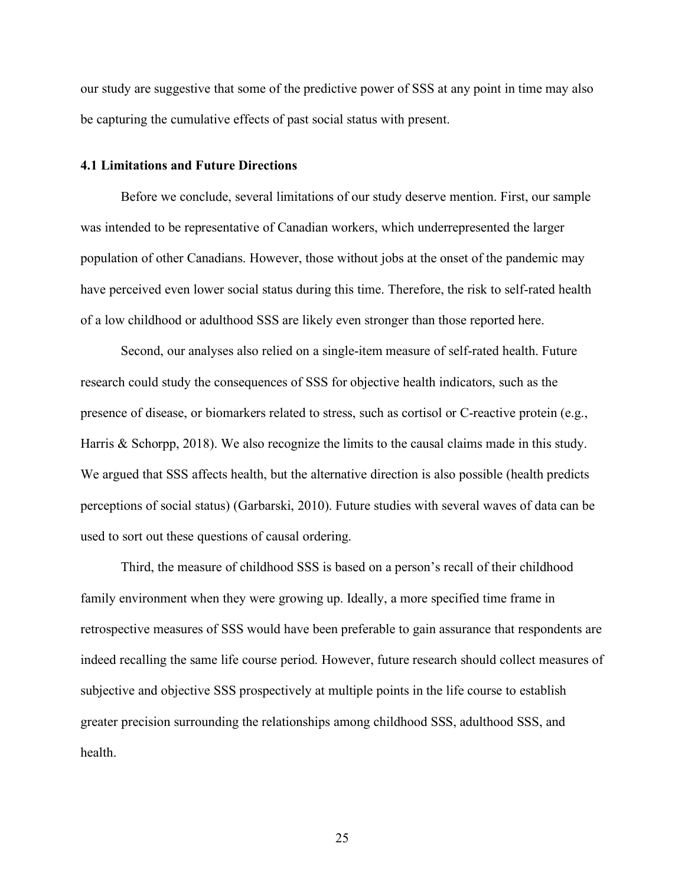our study are suggestive that some of the predictive power of SSS at any point in time may also be capturing the cumulative effects of past social status with present.

### 4.1 Limitations and Future Directions

Before we conclude, several limitations of our study deserve mention. First, our sample was intended to be representative of Canadian workers, which underrepresented the larger population of other Canadians. However, those without jobs at the onset of the pandemic may have perceived even lower social status during this time. Therefore, the risk to self-rated health of a low childhood or adulthood SSS are likely even stronger than those reported here.

Second, our analyses also relied on a single-item measure of self-rated health. Future research could study the consequences of SSS for objective health indicators, such as the presence of disease, or biomarkers related to stress, such as cortisol or C-reactive protein (e.g., Harris & Schorpp, 2018). We also recognize the limits to the causal claims made in this study. We argued that SSS affects health, but the alternative direction is also possible (health predicts perceptions of social status) (Garbarski, 2010). Future studies with several waves of data can be used to sort out these questions of causal ordering.

Third, the measure of childhood SSS is based on a person's recall of their childhood family environment when they were growing up. Ideally, a more specified time frame in retrospective measures of SSS would have been preferable to gain assurance that respondents are indeed recalling the same life course period. However, future research should collect measures of subjective and objective SSS prospectively at multiple points in the life course to establish greater precision surrounding the relationships among childhood SSS, adulthood SSS, and health.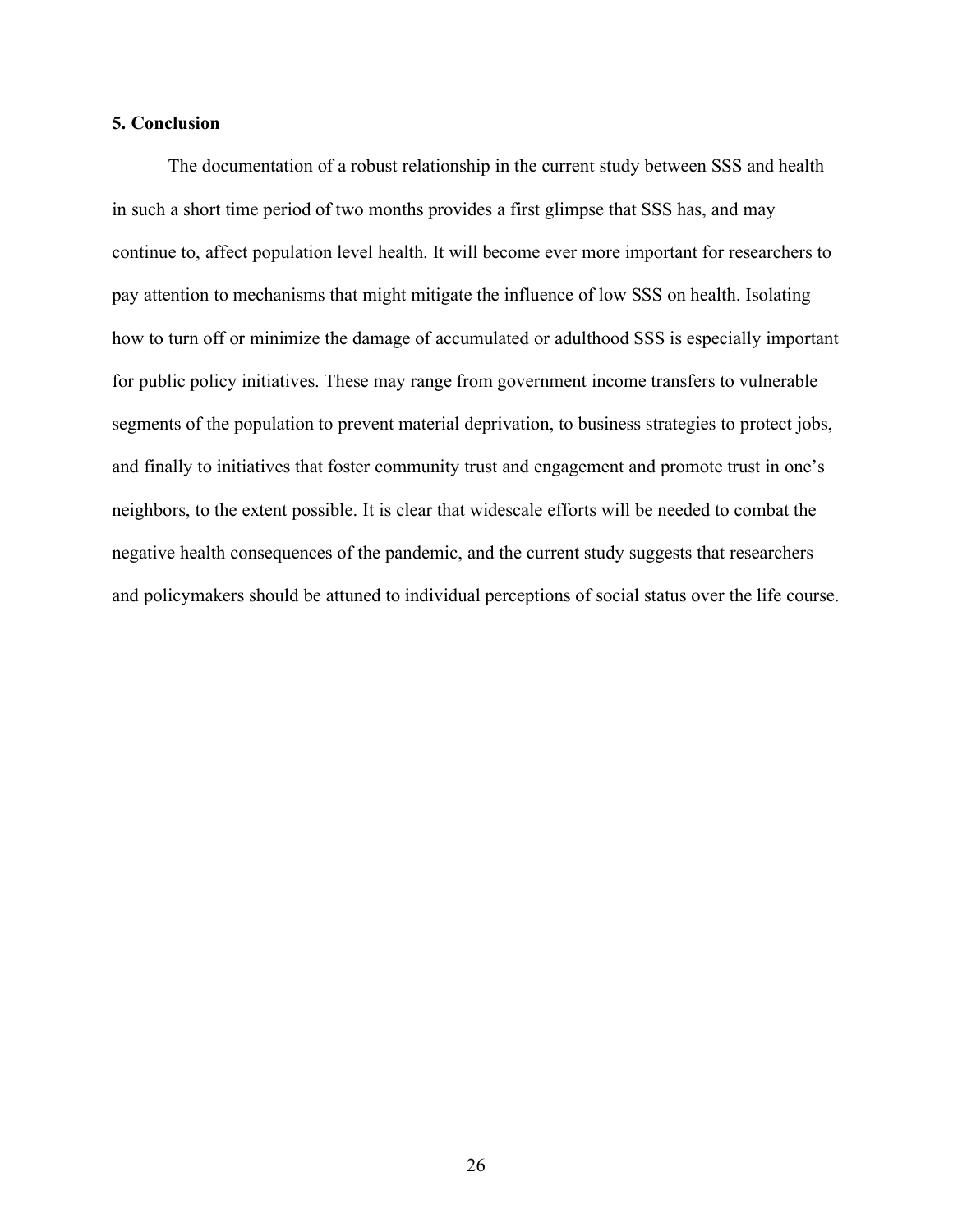## 5. Conclusion

The documentation of a robust relationship in the current study between SSS and health in such a short time period of two months provides a first glimpse that SSS has, and may continue to, affect population level health. It will become ever more important for researchers to pay attention to mechanisms that might mitigate the influence of low SSS on health. Isolating how to turn off or minimize the damage of accumulated or adulthood SSS is especially important for public policy initiatives. These may range from government income transfers to vulnerable segments of the population to prevent material deprivation, to business strategies to protect jobs, and finally to initiatives that foster community trust and engagement and promote trust in one's neighbors, to the extent possible. It is clear that widescale efforts will be needed to combat the negative health consequences of the pandemic, and the current study suggests that researchers and policymakers should be attuned to individual perceptions of social status over the life course.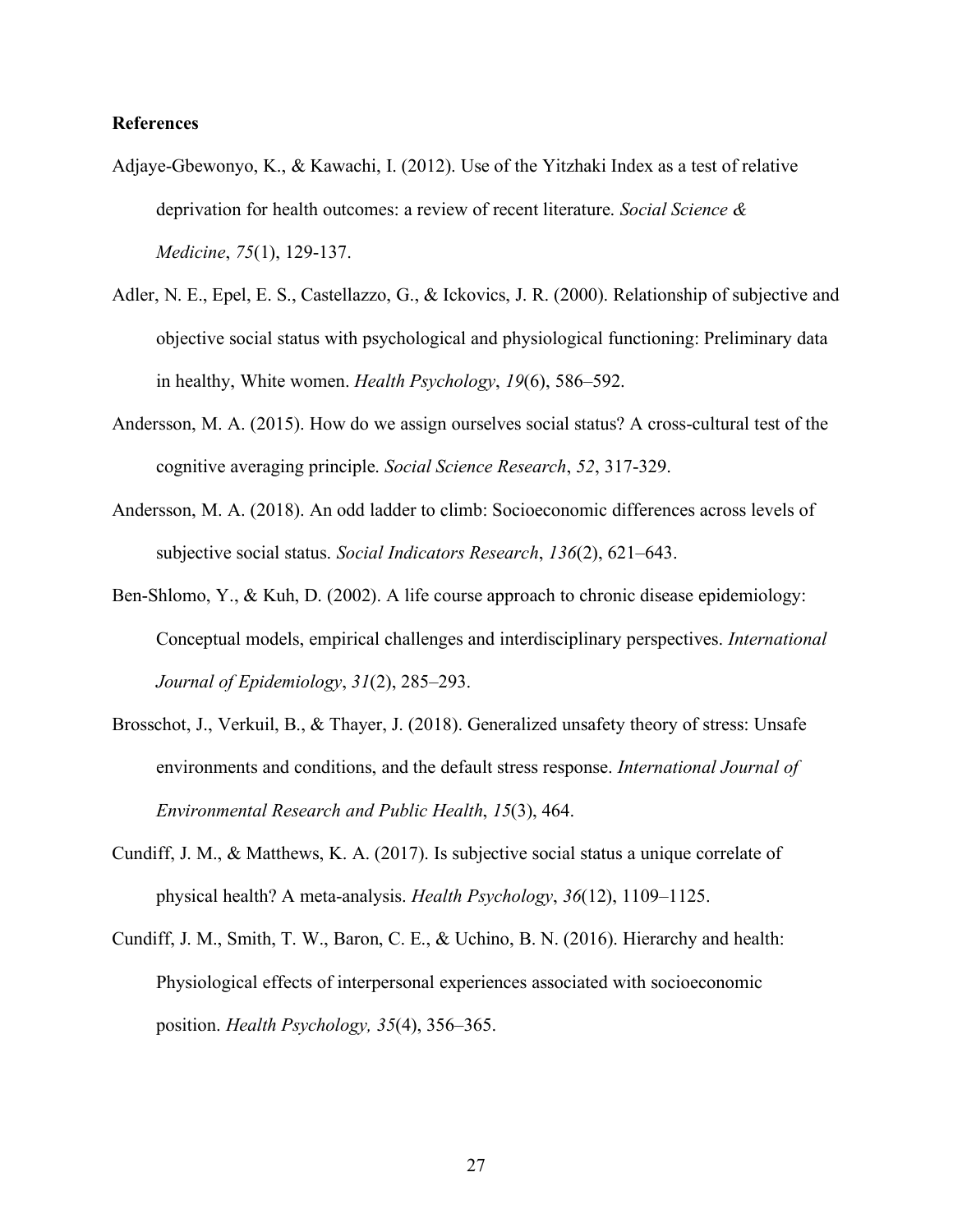**References**

Adjaye-Gbewonyo, K., & Kawachi, I. (2012). Use of the Yitzhaki Index as a test of relative deprivation for health outcomes: a review of recent literature. *Social Science & Medicine*, *75*(1), 129-137.

Adler, N. E., Epel, E. S., Castellazzo, G., & Ickovics, J. R. (2000). Relationship of subjective and objective social status with psychological and physiological functioning: Preliminary data in healthy, White women. *Health Psychology*, *19*(6), 586–592.

Andersson, M. A. (2015). How do we assign ourselves social status? A cross-cultural test of the cognitive averaging principle. *Social Science Research*, *52*, 317-329.

Andersson, M. A. (2018). An odd ladder to climb: Socioeconomic differences across levels of subjective social status. *Social Indicators Research*, *136*(2), 621–643.

Ben-Shlomo, Y., & Kuh, D. (2002). A life course approach to chronic disease epidemiology: Conceptual models, empirical challenges and interdisciplinary perspectives. *International Journal of Epidemiology*, *31*(2), 285–293.

Brosschot, J., Verkuil, B., & Thayer, J. (2018). Generalized unsafety theory of stress: Unsafe environments and conditions, and the default stress response. *International Journal of Environmental Research and Public Health*, *15*(3), 464.

Cundiff, J. M., & Matthews, K. A. (2017). Is subjective social status a unique correlate of physical health? A meta-analysis. *Health Psychology*, *36*(12), 1109–1125.

Cundiff, J. M., Smith, T. W., Baron, C. E., & Uchino, B. N. (2016). Hierarchy and health: Physiological effects of interpersonal experiences associated with socioeconomic position. *Health Psychology, 35*(4), 356–365.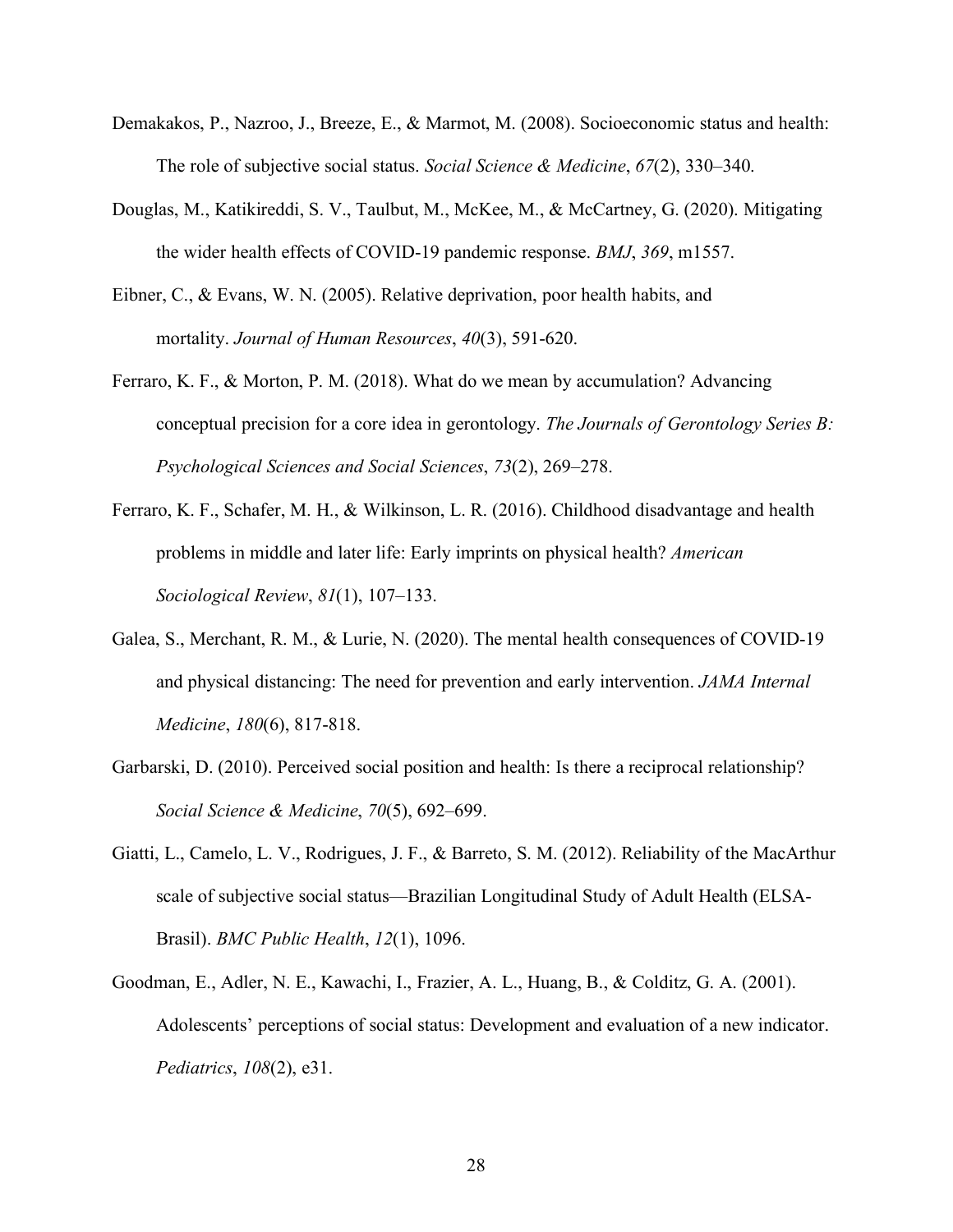Demakakos, P., Nazroo, J., Breeze, E., & Marmot, M. (2008). Socioeconomic status and health: The role of subjective social status. *Social Science & Medicine*, *67*(2), 330–340.

Douglas, M., Katikireddi, S. V., Taulbut, M., McKee, M., & McCartney, G. (2020). Mitigating the wider health effects of COVID-19 pandemic response. *BMJ*, *369*, m1557.

Eibner, C., & Evans, W. N. (2005). Relative deprivation, poor health habits, and mortality. *Journal of Human Resources*, *40*(3), 591-620.

Ferraro, K. F., & Morton, P. M. (2018). What do we mean by accumulation? Advancing conceptual precision for a core idea in gerontology. *The Journals of Gerontology Series B: Psychological Sciences and Social Sciences*, *73*(2), 269–278.

Ferraro, K. F., Schafer, M. H., & Wilkinson, L. R. (2016). Childhood disadvantage and health problems in middle and later life: Early imprints on physical health? *American Sociological Review*, *81*(1), 107–133.

Galea, S., Merchant, R. M., & Lurie, N. (2020). The mental health consequences of COVID-19 and physical distancing: The need for prevention and early intervention. *JAMA Internal Medicine*, *180*(6), 817-818.

Garbarski, D. (2010). Perceived social position and health: Is there a reciprocal relationship? *Social Science & Medicine*, *70*(5), 692–699.

Giatti, L., Camelo, L. V., Rodrigues, J. F., & Barreto, S. M. (2012). Reliability of the MacArthur scale of subjective social status—Brazilian Longitudinal Study of Adult Health (ELSA-Brasil). *BMC Public Health*, *12*(1), 1096.

Goodman, E., Adler, N. E., Kawachi, I., Frazier, A. L., Huang, B., & Colditz, G. A. (2001). Adolescents' perceptions of social status: Development and evaluation of a new indicator. *Pediatrics*, *108*(2), e31.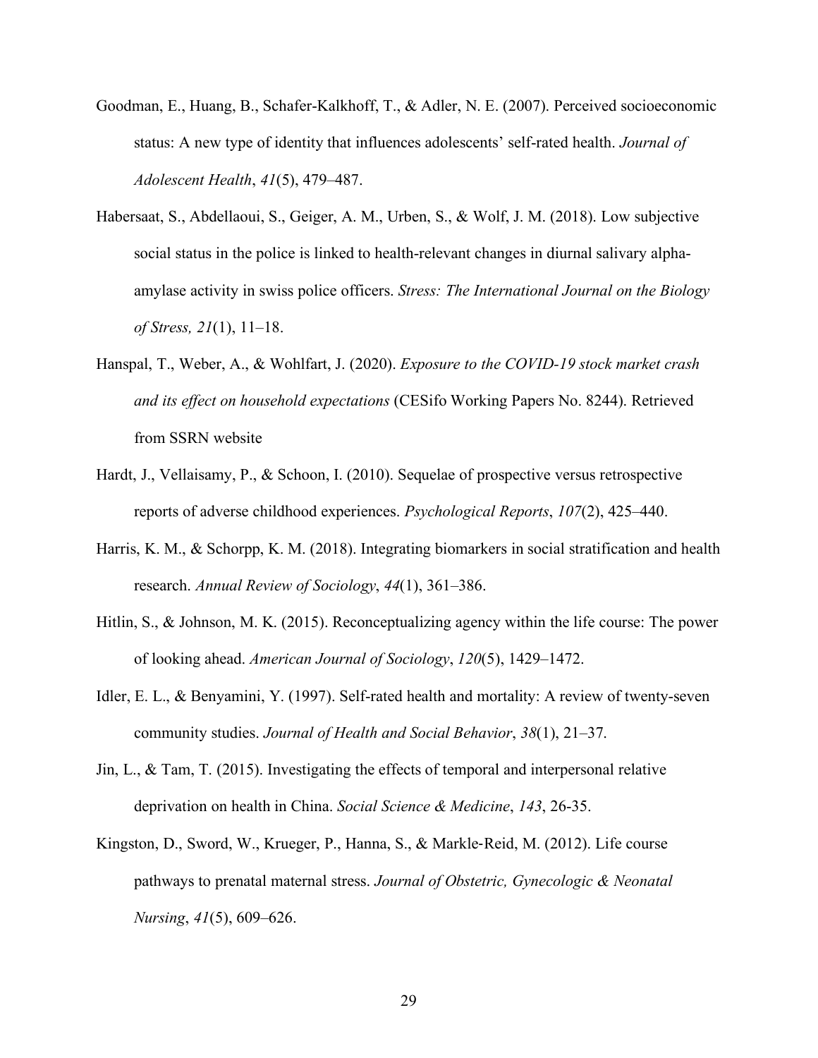Goodman, E., Huang, B., Schafer-Kalkhoff, T., & Adler, N. E. (2007). Perceived socioeconomic status: A new type of identity that influences adolescents' self-rated health. *Journal of Adolescent Health*, *41*(5), 479–487.

Habersaat, S., Abdellaoui, S., Geiger, A. M., Urben, S., & Wolf, J. M. (2018). Low subjective social status in the police is linked to health-relevant changes in diurnal salivary alpha-amylase activity in swiss police officers. *Stress: The International Journal on the Biology of Stress, 21*(1), 11–18.

Hanspal, T., Weber, A., & Wohlfart, J. (2020). *Exposure to the COVID-19 stock market crash and its effect on household expectations* (CESifo Working Papers No. 8244). Retrieved from SSRN website

Hardt, J., Vellaisamy, P., & Schoon, I. (2010). Sequelae of prospective versus retrospective reports of adverse childhood experiences. *Psychological Reports*, *107*(2), 425–440.

Harris, K. M., & Schorpp, K. M. (2018). Integrating biomarkers in social stratification and health research. *Annual Review of Sociology*, *44*(1), 361–386.

Hitlin, S., & Johnson, M. K. (2015). Reconceptualizing agency within the life course: The power of looking ahead. *American Journal of Sociology*, *120*(5), 1429–1472.

Idler, E. L., & Benyamini, Y. (1997). Self-rated health and mortality: A review of twenty-seven community studies. *Journal of Health and Social Behavior*, *38*(1), 21–37.

Jin, L., & Tam, T. (2015). Investigating the effects of temporal and interpersonal relative deprivation on health in China. *Social Science & Medicine*, *143*, 26-35.

Kingston, D., Sword, W., Krueger, P., Hanna, S., & Markle-Reid, M. (2012). Life course pathways to prenatal maternal stress. *Journal of Obstetric, Gynecologic & Neonatal Nursing*, *41*(5), 609–626.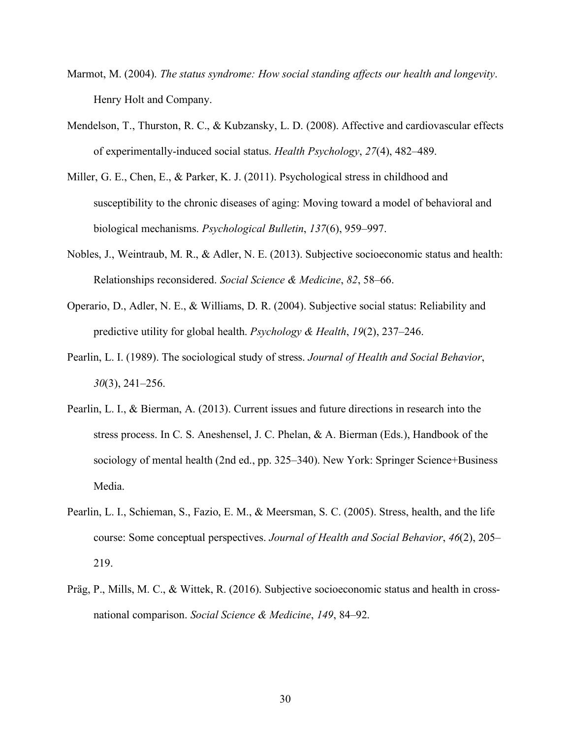Marmot, M. (2004). *The status syndrome: How social standing affects our health and longevity*. Henry Holt and Company.

Mendelson, T., Thurston, R. C., & Kubzansky, L. D. (2008). Affective and cardiovascular effects of experimentally-induced social status. *Health Psychology*, *27*(4), 482–489.

Miller, G. E., Chen, E., & Parker, K. J. (2011). Psychological stress in childhood and susceptibility to the chronic diseases of aging: Moving toward a model of behavioral and biological mechanisms. *Psychological Bulletin*, *137*(6), 959–997.

Nobles, J., Weintraub, M. R., & Adler, N. E. (2013). Subjective socioeconomic status and health: Relationships reconsidered. *Social Science & Medicine*, *82*, 58–66.

Operario, D., Adler, N. E., & Williams, D. R. (2004). Subjective social status: Reliability and predictive utility for global health. *Psychology & Health*, *19*(2), 237–246.

Pearlin, L. I. (1989). The sociological study of stress. *Journal of Health and Social Behavior*, *30*(3), 241–256.

Pearlin, L. I., & Bierman, A. (2013). Current issues and future directions in research into the stress process. In C. S. Aneshensel, J. C. Phelan, & A. Bierman (Eds.), Handbook of the sociology of mental health (2nd ed., pp. 325–340). New York: Springer Science+Business Media.

Pearlin, L. I., Schieman, S., Fazio, E. M., & Meersman, S. C. (2005). Stress, health, and the life course: Some conceptual perspectives. *Journal of Health and Social Behavior*, *46*(2), 205–219.

Präg, P., Mills, M. C., & Wittek, R. (2016). Subjective socioeconomic status and health in cross-national comparison. *Social Science & Medicine*, *149*, 84–92.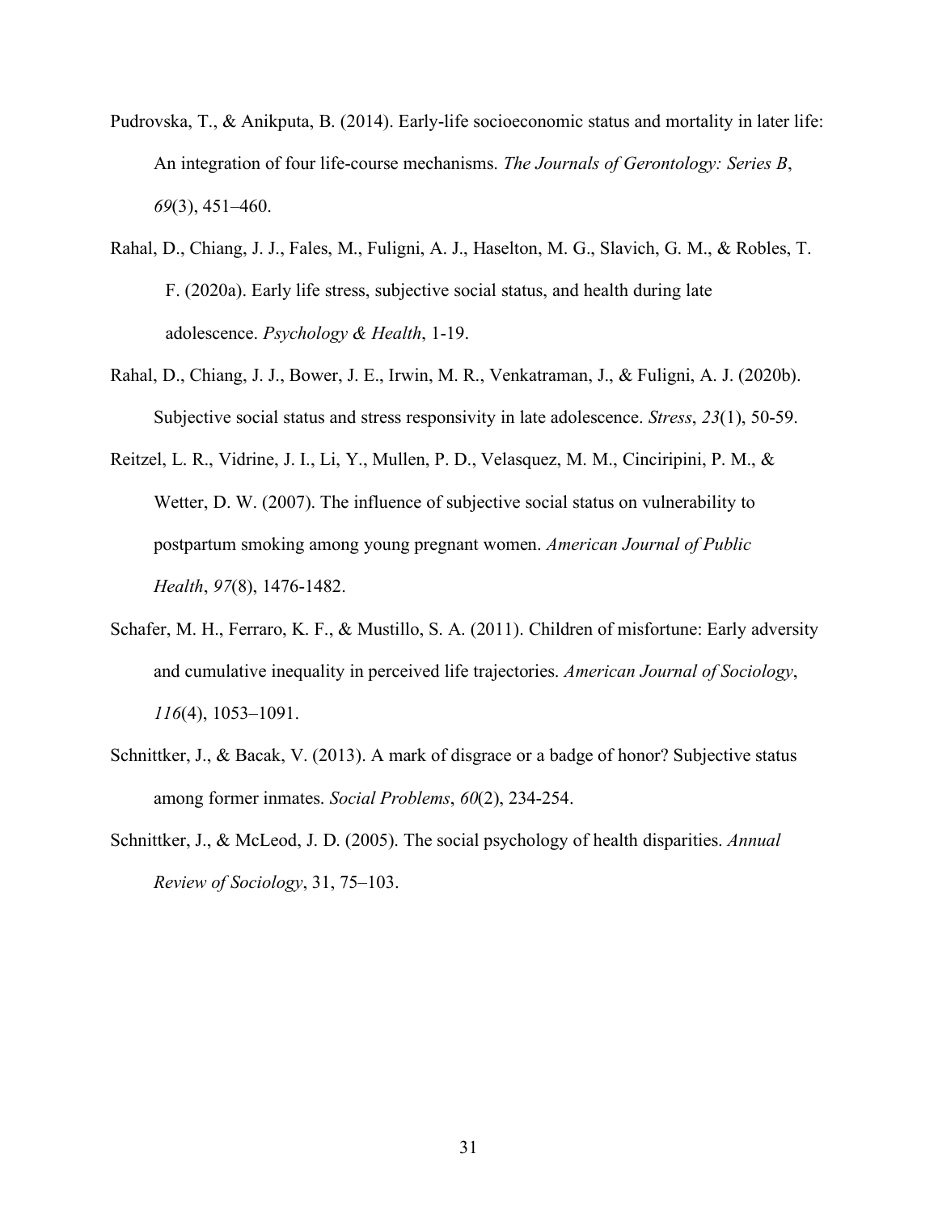Pudrovska, T., & Anikputa, B. (2014). Early-life socioeconomic status and mortality in later life: An integration of four life-course mechanisms. *The Journals of Gerontology: Series B*, *69*(3), 451–460.

Rahal, D., Chiang, J. J., Fales, M., Fuligni, A. J., Haselton, M. G., Slavich, G. M., & Robles, T. F. (2020a). Early life stress, subjective social status, and health during late adolescence. *Psychology & Health*, 1-19.

Rahal, D., Chiang, J. J., Bower, J. E., Irwin, M. R., Venkatraman, J., & Fuligni, A. J. (2020b). Subjective social status and stress responsivity in late adolescence. *Stress*, *23*(1), 50-59.

Reitzel, L. R., Vidrine, J. I., Li, Y., Mullen, P. D., Velasquez, M. M., Cinciripini, P. M., & Wetter, D. W. (2007). The influence of subjective social status on vulnerability to postpartum smoking among young pregnant women. *American Journal of Public Health*, *97*(8), 1476-1482.

Schafer, M. H., Ferraro, K. F., & Mustillo, S. A. (2011). Children of misfortune: Early adversity and cumulative inequality in perceived life trajectories. *American Journal of Sociology*, *116*(4), 1053–1091.

Schnittker, J., & Bacak, V. (2013). A mark of disgrace or a badge of honor? Subjective status among former inmates. *Social Problems*, *60*(2), 234-254.

Schnittker, J., & McLeod, J. D. (2005). The social psychology of health disparities. *Annual Review of Sociology*, 31, 75–103.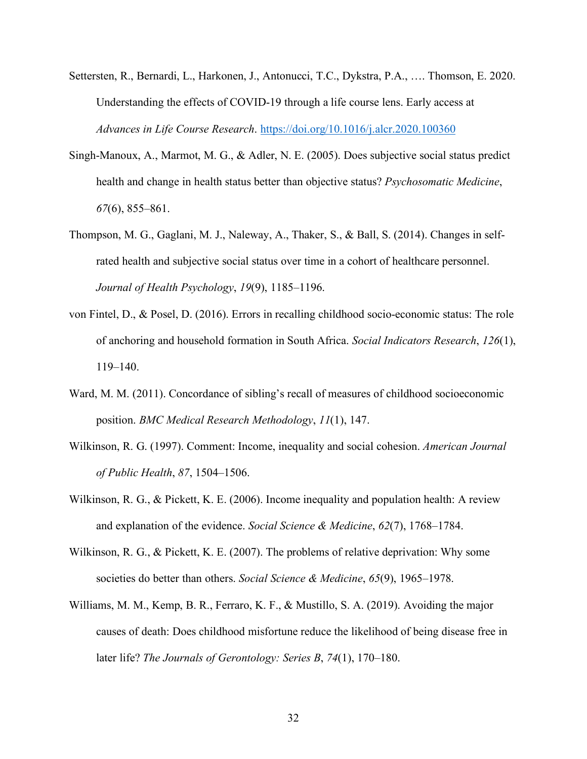Settersten, R., Bernardi, L., Harkonen, J., Antonucci, T.C., Dykstra, P.A., …. Thomson, E. 2020. Understanding the effects of COVID-19 through a life course lens. Early access at *Advances in Life Course Research*. https://doi.org/10.1016/j.alcr.2020.100360

Singh-Manoux, A., Marmot, M. G., & Adler, N. E. (2005). Does subjective social status predict health and change in health status better than objective status? *Psychosomatic Medicine*, *67*(6), 855–861.

Thompson, M. G., Gaglani, M. J., Naleway, A., Thaker, S., & Ball, S. (2014). Changes in self-rated health and subjective social status over time in a cohort of healthcare personnel. *Journal of Health Psychology*, *19*(9), 1185–1196.

von Fintel, D., & Posel, D. (2016). Errors in recalling childhood socio-economic status: The role of anchoring and household formation in South Africa. *Social Indicators Research*, *126*(1), 119–140.

Ward, M. M. (2011). Concordance of sibling's recall of measures of childhood socioeconomic position. *BMC Medical Research Methodology*, *11*(1), 147.

Wilkinson, R. G. (1997). Comment: Income, inequality and social cohesion. *American Journal of Public Health*, *87*, 1504–1506.

Wilkinson, R. G., & Pickett, K. E. (2006). Income inequality and population health: A review and explanation of the evidence. *Social Science & Medicine*, *62*(7), 1768–1784.

Wilkinson, R. G., & Pickett, K. E. (2007). The problems of relative deprivation: Why some societies do better than others. *Social Science & Medicine*, *65*(9), 1965–1978.

Williams, M. M., Kemp, B. R., Ferraro, K. F., & Mustillo, S. A. (2019). Avoiding the major causes of death: Does childhood misfortune reduce the likelihood of being disease free in later life? *The Journals of Gerontology: Series B*, *74*(1), 170–180.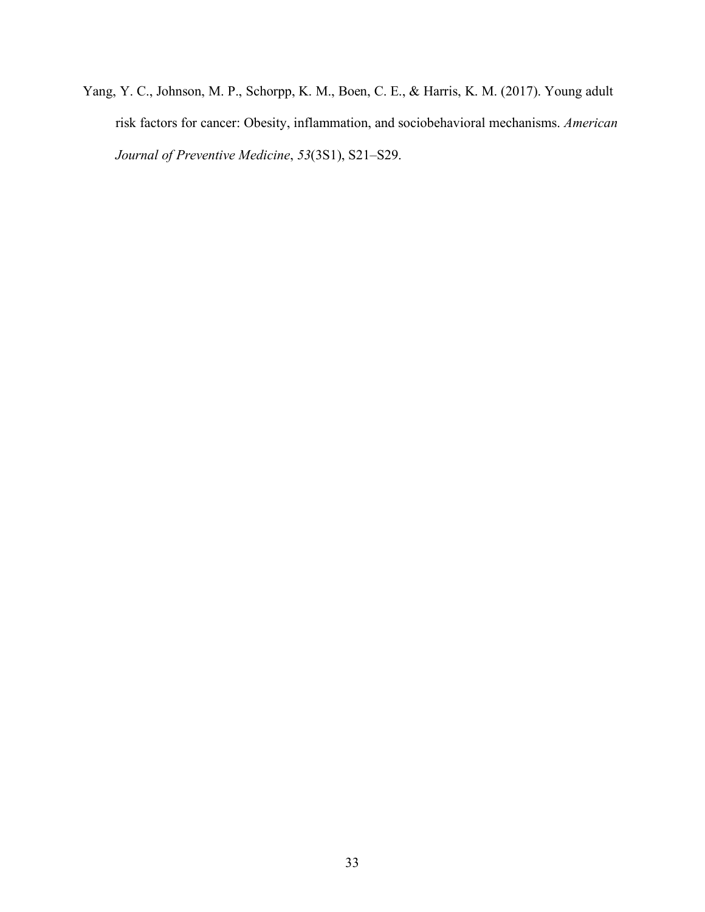Yang, Y. C., Johnson, M. P., Schorpp, K. M., Boen, C. E., & Harris, K. M. (2017). Young adult risk factors for cancer: Obesity, inflammation, and sociobehavioral mechanisms. *American Journal of Preventive Medicine*, *53*(3S1), S21–S29.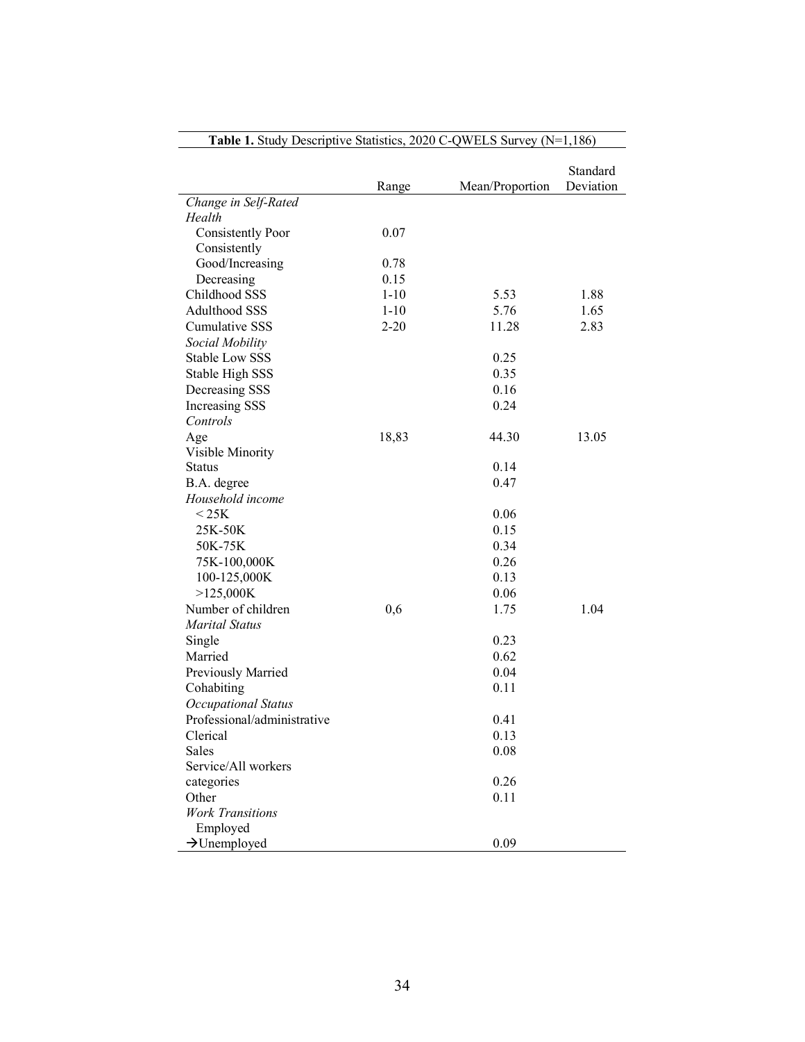**Table 1.** Study Descriptive Statistics, 2020 C-QWELS Survey (N=1,186)

| | Range | Mean/Proportion | Standard Deviation |
|---|---|---|---|
| *Change in Self-Rated Health* | | | |
| Consistently Poor | 0.07 | | |
| Consistently Good/Increasing | 0.78 | | |
| Decreasing | 0.15 | | |
| Childhood SSS | 1-10 | 5.53 | 1.88 |
| Adulthood SSS | 1-10 | 5.76 | 1.65 |
| Cumulative SSS | 2-20 | 11.28 | 2.83 |
| *Social Mobility* | | | |
| Stable Low SSS | | 0.25 | |
| Stable High SSS | | 0.35 | |
| Decreasing SSS | | 0.16 | |
| Increasing SSS | | 0.24 | |
| *Controls* | | | |
| Age | 18,83 | 44.30 | 13.05 |
| Visible Minority Status | | 0.14 | |
| B.A. degree | | 0.47 | |
| *Household income* | | | |
| < 25K | | 0.06 | |
| 25K-50K | | 0.15 | |
| 50K-75K | | 0.34 | |
| 75K-100,000K | | 0.26 | |
| 100-125,000K | | 0.13 | |
| >125,000K | | 0.06 | |
| Number of children | 0,6 | 1.75 | 1.04 |
| *Marital Status* | | | |
| Single | | 0.23 | |
| Married | | 0.62 | |
| Previously Married | | 0.04 | |
| Cohabiting | | 0.11 | |
| *Occupational Status* | | | |
| Professional/administrative | | 0.41 | |
| Clerical | | 0.13 | |
| Sales | | 0.08 | |
| Service/All workers categories | | 0.26 | |
| Other | | 0.11 | |
| *Work Transitions* | | | |
| Employed →Unemployed | | 0.09 | |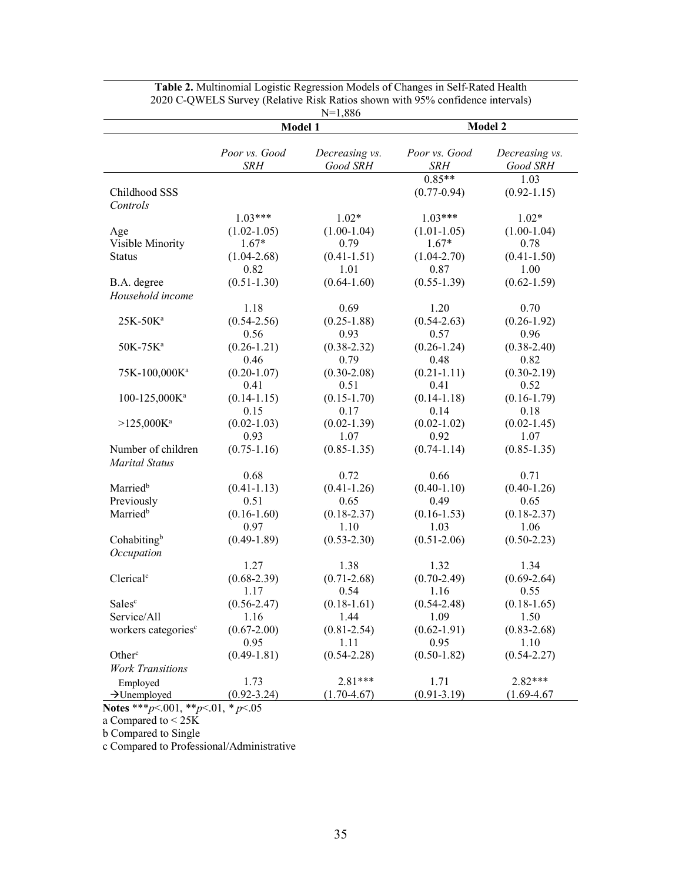**Table 2.** Multinomial Logistic Regression Models of Changes in Self-Rated Health 2020 C-QWELS Survey (Relative Risk Ratios shown with 95% confidence intervals) N=1,886

| | Model 1 | | Model 2 | |
|---|---|---|---|---|
| | *Poor vs. Good SRH* | *Decreasing vs. Good SRH* | *Poor vs. Good SRH* | *Decreasing vs. Good SRH* |
| Childhood SSS | | | 0.85** (0.77-0.94) | 1.03 (0.92-1.15) |
| *Controls* | | | | |
| Age | 1.03*** (1.02-1.05) | 1.02* (1.00-1.04) | 1.03*** (1.01-1.05) | 1.02* (1.00-1.04) |
| Visible Minority Status | 1.67* (1.04-2.68) | 0.79 (0.41-1.51) | 1.67* (1.04-2.70) | 0.78 (0.41-1.50) |
| B.A. degree | 0.82 (0.51-1.30) | 1.01 (0.64-1.60) | 0.87 (0.55-1.39) | 1.00 (0.62-1.59) |
| *Household income* | | | | |
| 25K-50K[a] | 1.18 (0.54-2.56) | 0.69 (0.25-1.88) | 1.20 (0.54-2.63) | 0.70 (0.26-1.92) |
| 50K-75K[a] | 0.56 (0.26-1.21) | 0.93 (0.38-2.32) | 0.57 (0.26-1.24) | 0.96 (0.38-2.40) |
| 75K-100,000K[a] | 0.46 (0.20-1.07) | 0.79 (0.30-2.08) | 0.48 (0.21-1.11) | 0.82 (0.30-2.19) |
| 100-125,000K[a] | 0.41 (0.14-1.15) | 0.51 (0.15-1.70) | 0.41 (0.14-1.18) | 0.52 (0.16-1.79) |
| >125,000K[a] | 0.15 (0.02-1.03) | 0.17 (0.02-1.39) | 0.14 (0.02-1.02) | 0.18 (0.02-1.45) |
| Number of children | 0.93 (0.75-1.16) | 1.07 (0.85-1.35) | 0.92 (0.74-1.14) | 1.07 (0.85-1.35) |
| *Marital Status* | | | | |
| Married[b] | 0.68 (0.41-1.13) | 0.72 (0.41-1.26) | 0.66 (0.40-1.10) | 0.71 (0.40-1.26) |
| Previously Married[b] | 0.51 (0.16-1.60) | 0.65 (0.18-2.37) | 0.49 (0.16-1.53) | 0.65 (0.18-2.37) |
| Cohabiting[b] | 0.97 (0.49-1.89) | 1.10 (0.53-2.30) | 1.03 (0.51-2.06) | 1.06 (0.50-2.23) |
| *Occupation* | | | | |
| Clerical[c] | 1.27 (0.68-2.39) | 1.38 (0.71-2.68) | 1.32 (0.70-2.49) | 1.34 (0.69-2.64) |
| Sales[c] | 1.17 (0.56-2.47) | 0.54 (0.18-1.61) | 1.16 (0.54-2.48) | 0.55 (0.18-1.65) |
| Service/All workers categories[c] | 1.16 (0.67-2.00) | 1.44 (0.81-2.54) | 1.09 (0.62-1.91) | 1.50 (0.83-2.68) |
| Other[c] | 0.95 (0.49-1.81) | 1.11 (0.54-2.28) | 0.95 (0.50-1.82) | 1.10 (0.54-2.27) |
| *Work Transitions* | | | | |
| Employed →Unemployed | 1.73 (0.92-3.24) | 2.81*** (1.70-4.67) | 1.71 (0.91-3.19) | 2.82*** (1.69-4.67 |

**Notes** ***$p$<.001, **$p$<.01, * $p$<.05

a Compared to < 25K

b Compared to Single

c Compared to Professional/Administrative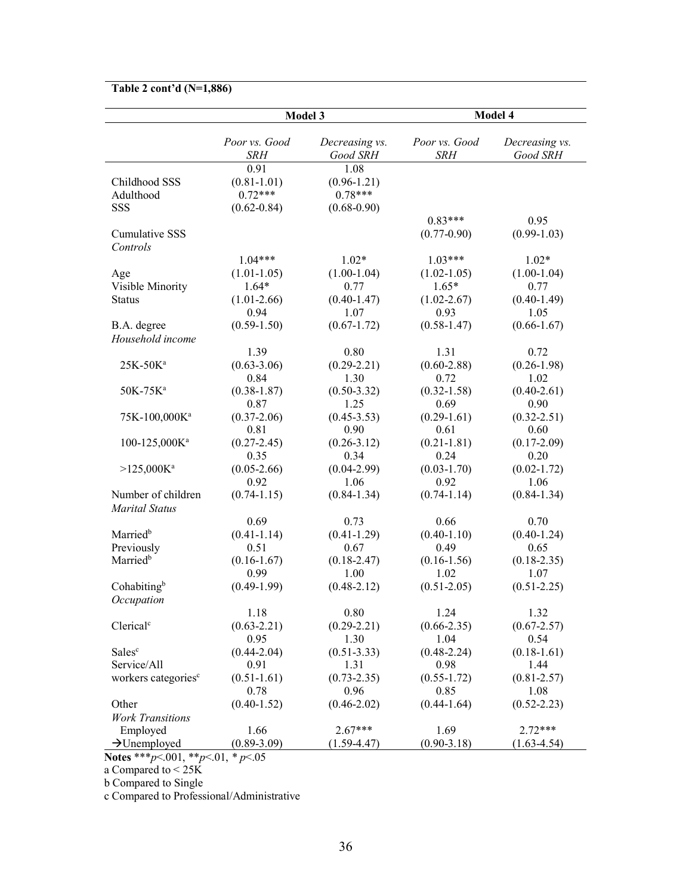**Table 2 cont'd (N=1,886)**

| | Model 3 | | Model 4 | |
|---|---|---|---|---|
| | *Poor vs. Good SRH* | *Decreasing vs. Good SRH* | *Poor vs. Good SRH* | *Decreasing vs. Good SRH* |
| Childhood SSS | 0.91 (0.81-1.01) | 1.08 (0.96-1.21) | | |
| Adulthood SSS | 0.72*** (0.62-0.84) | 0.78*** (0.68-0.90) | | |
| Cumulative SSS | | | 0.83*** (0.77-0.90) | 0.95 (0.99-1.03) |
| *Controls* | | | | |
| Age | 1.04*** (1.01-1.05) | 1.02* (1.00-1.04) | 1.03*** (1.02-1.05) | 1.02* (1.00-1.04) |
| Visible Minority Status | 1.64* (1.01-2.66) | 0.77 (0.40-1.47) | 1.65* (1.02-2.67) | 0.77 (0.40-1.49) |
| B.A. degree | 0.94 (0.59-1.50) | 1.07 (0.67-1.72) | 0.93 (0.58-1.47) | 1.05 (0.66-1.67) |
| *Household income* | | | | |
| 25K-50K[a] | 1.39 (0.63-3.06) | 0.80 (0.29-2.21) | 1.31 (0.60-2.88) | 0.72 (0.26-1.98) |
| 50K-75K[a] | 0.84 (0.38-1.87) | 1.30 (0.50-3.32) | 0.72 (0.32-1.58) | 1.02 (0.40-2.61) |
| 75K-100,000K[a] | 0.87 (0.37-2.06) | 1.25 (0.45-3.53) | 0.69 (0.29-1.61) | 0.90 (0.32-2.51) |
| 100-125,000K[a] | 0.81 (0.27-2.45) | 0.90 (0.26-3.12) | 0.61 (0.21-1.81) | 0.60 (0.17-2.09) |
| >125,000K[a] | 0.35 (0.05-2.66) | 0.34 (0.04-2.99) | 0.24 (0.03-1.70) | 0.20 (0.02-1.72) |
| Number of children | 0.92 (0.74-1.15) | 1.06 (0.84-1.34) | 0.92 (0.74-1.14) | 1.06 (0.84-1.34) |
| *Marital Status* | | | | |
| Married[b] | 0.69 (0.41-1.14) | 0.73 (0.41-1.29) | 0.66 (0.40-1.10) | 0.70 (0.40-1.24) |
| Previously Married[b] | 0.51 (0.16-1.67) | 0.67 (0.18-2.47) | 0.49 (0.16-1.56) | 0.65 (0.18-2.35) |
| Cohabiting[b] | 0.99 (0.49-1.99) | 1.00 (0.48-2.12) | 1.02 (0.51-2.05) | 1.07 (0.51-2.25) |
| *Occupation* | | | | |
| Clerical[c] | 1.18 (0.63-2.21) | 0.80 (0.29-2.21) | 1.24 (0.66-2.35) | 1.32 (0.67-2.57) |
| Sales[c] | 0.95 (0.44-2.04) | 1.30 (0.51-3.33) | 1.04 (0.48-2.24) | 0.54 (0.18-1.61) |
| Service/All workers categories[c] | 0.91 (0.51-1.61) | 1.31 (0.73-2.35) | 0.98 (0.55-1.72) | 1.44 (0.81-2.57) |
| Other | 0.78 (0.40-1.52) | 0.96 (0.46-2.02) | 0.85 (0.44-1.64) | 1.08 (0.52-2.23) |
| *Work Transitions* | | | | |
| Employed →Unemployed | 1.66 (0.89-3.09) | 2.67*** (1.59-4.47) | 1.69 (0.90-3.18) | 2.72*** (1.63-4.54) |

**Notes** ***$p$<.001, **$p$<.01, * $p$<.05

a Compared to < 25K

b Compared to Single

c Compared to Professional/Administrative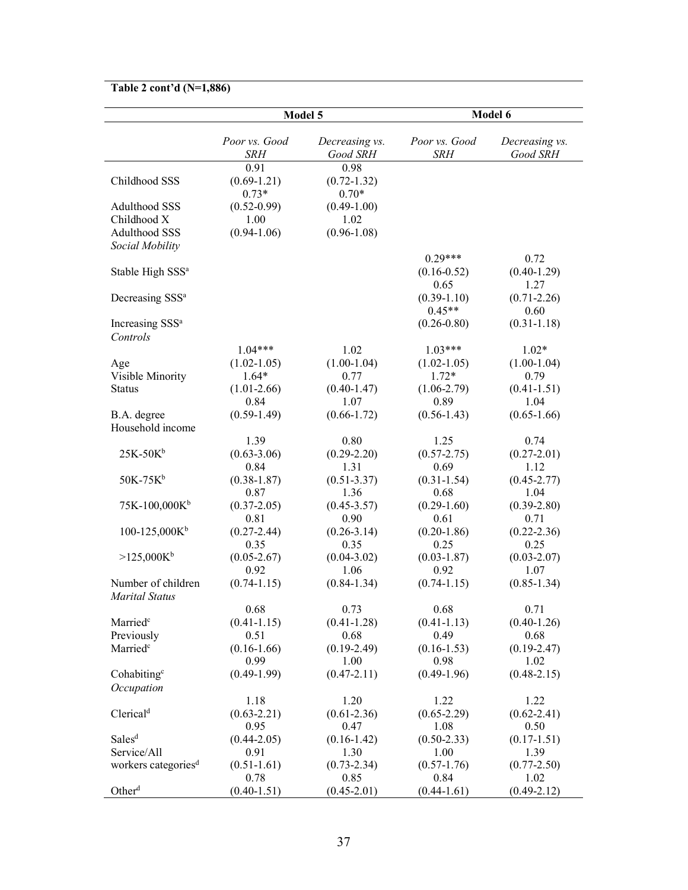**Table 2 cont'd (N=1,886)**

| | Model 5 | | Model 6 | |
|---|---|---|---|---|
| | *Poor vs. Good SRH* | *Decreasing vs. Good SRH* | *Poor vs. Good SRH* | *Decreasing vs. Good SRH* |
| Childhood SSS | 0.91 (0.69-1.21) | 0.98 (0.72-1.32) | | |
| Adulthood SSS | 0.73* (0.52-0.99) | 0.70* (0.49-1.00) | | |
| Childhood X Adulthood SSS | 1.00 (0.94-1.06) | 1.02 (0.96-1.08) | | |
| *Social Mobility* | | | | |
| Stable High SSS[a] | | | 0.29*** (0.16-0.52) | 0.72 (0.40-1.29) |
| Decreasing SSS[a] | | | 0.65 (0.39-1.10) | 1.27 (0.71-2.26) |
| Increasing SSS[a] | | | 0.45** (0.26-0.80) | 0.60 (0.31-1.18) |
| *Controls* | | | | |
| Age | 1.04*** (1.02-1.05) | 1.02 (1.00-1.04) | 1.03*** (1.02-1.05) | 1.02* (1.00-1.04) |
| Visible Minority Status | 1.64* (1.01-2.66) | 0.77 (0.40-1.47) | 1.72* (1.06-2.79) | 0.79 (0.41-1.51) |
| B.A. degree | 0.84 (0.59-1.49) | 1.07 (0.66-1.72) | 0.89 (0.56-1.43) | 1.04 (0.65-1.66) |
| Household income | | | | |
| 25K-50K[b] | 1.39 (0.63-3.06) | 0.80 (0.29-2.20) | 1.25 (0.57-2.75) | 0.74 (0.27-2.01) |
| 50K-75K[b] | 0.84 (0.38-1.87) | 1.31 (0.51-3.37) | 0.69 (0.31-1.54) | 1.12 (0.45-2.77) |
| 75K-100,000K[b] | 0.87 (0.37-2.05) | 1.36 (0.45-3.57) | 0.68 (0.29-1.60) | 1.04 (0.39-2.80) |
| 100-125,000K[b] | 0.81 (0.27-2.44) | 0.90 (0.26-3.14) | 0.61 (0.20-1.86) | 0.71 (0.22-2.36) |
| >125,000K[b] | 0.35 (0.05-2.67) | 0.35 (0.04-3.02) | 0.25 (0.03-1.87) | 0.25 (0.03-2.07) |
| Number of children | 0.92 (0.74-1.15) | 1.06 (0.84-1.34) | 0.92 (0.74-1.15) | 1.07 (0.85-1.34) |
| *Marital Status* | | | | |
| Married[c] | 0.68 (0.41-1.15) | 0.73 (0.41-1.28) | 0.68 (0.41-1.13) | 0.71 (0.40-1.26) |
| Previously Married[c] | 0.51 (0.16-1.66) | 0.68 (0.19-2.49) | 0.49 (0.16-1.53) | 0.68 (0.19-2.47) |
| Cohabiting[c] | 0.99 (0.49-1.99) | 1.00 (0.47-2.11) | 0.98 (0.49-1.96) | 1.02 (0.48-2.15) |
| *Occupation* | | | | |
| Clerical[d] | 1.18 (0.63-2.21) | 1.20 (0.61-2.36) | 1.22 (0.65-2.29) | 1.22 (0.62-2.41) |
| Sales[d] | 0.95 (0.44-2.05) | 0.47 (0.16-1.42) | 1.08 (0.50-2.33) | 0.50 (0.17-1.51) |
| Service/All workers categories[d] | 0.91 (0.51-1.61) | 1.30 (0.73-2.34) | 1.00 (0.57-1.76) | 1.39 (0.77-2.50) |
| Other[d] | 0.78 (0.40-1.51) | 0.85 (0.45-2.01) | 0.84 (0.44-1.61) | 1.02 (0.49-2.12) |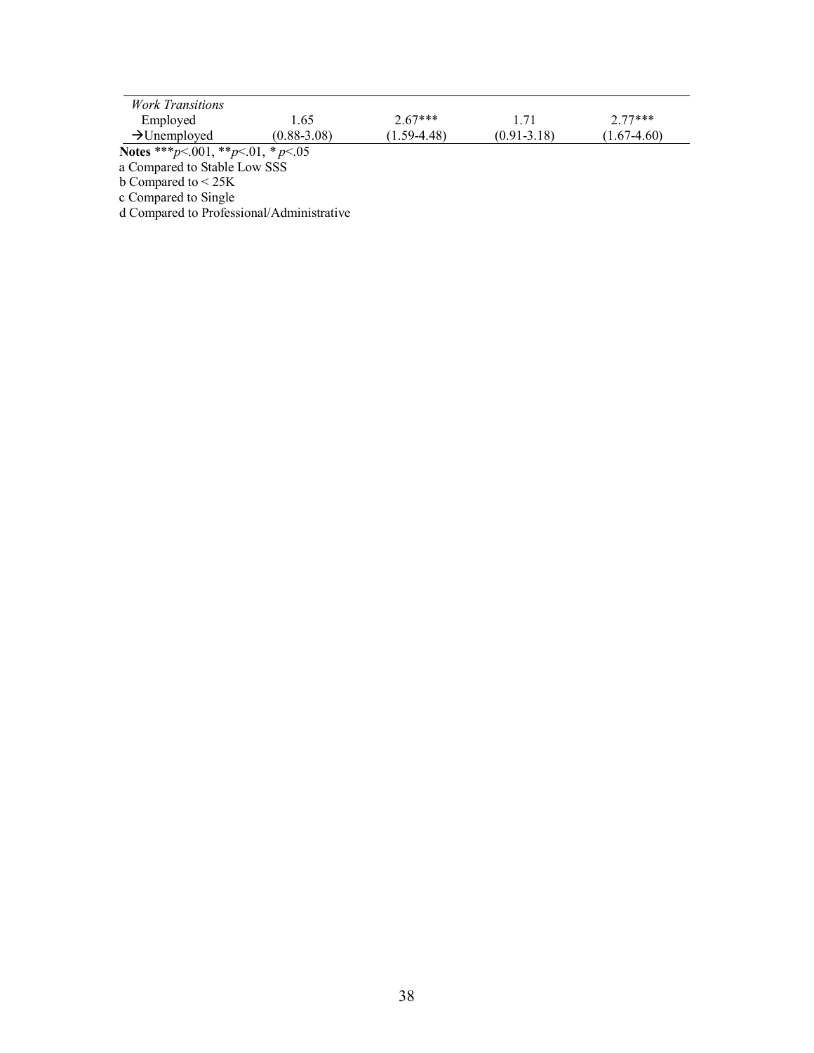| | | | | |
|---|---|---|---|---|
| *Work Transitions* | | | | |
| Employed →Unemployed | 1.65 (0.88-3.08) | 2.67*** (1.59-4.48) | 1.71 (0.91-3.18) | 2.77*** (1.67-4.60) |

**Notes** ***$p$<.001, **$p$<.01, * $p$<.05

a Compared to Stable Low SSS

b Compared to < 25K

c Compared to Single

d Compared to Professional/Administrative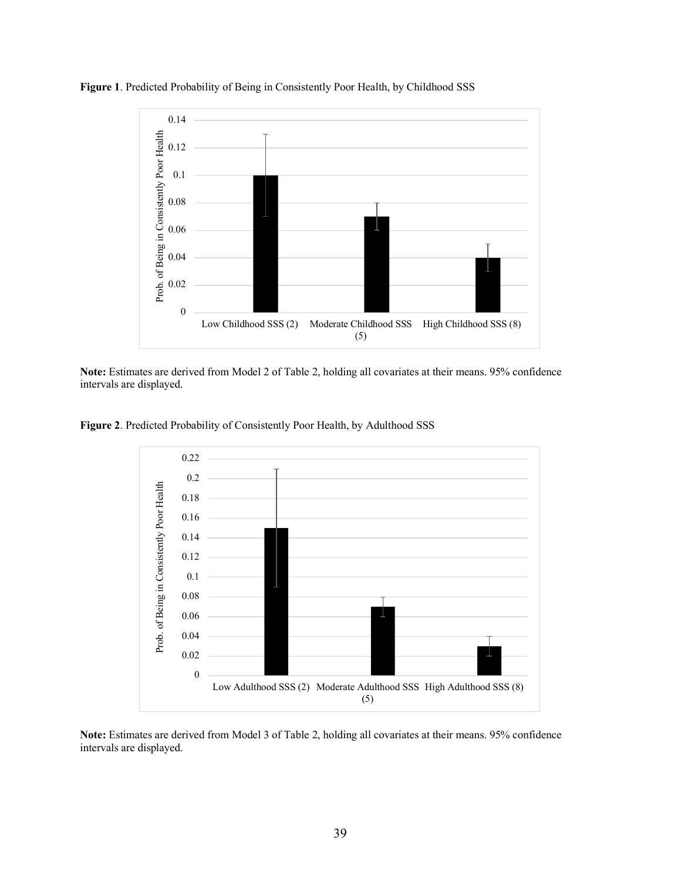**Figure 1**. Predicted Probability of Being in Consistently Poor Health, by Childhood SSS

**Note:** Estimates are derived from Model 2 of Table 2, holding all covariates at their means. 95% confidence intervals are displayed.

**Figure 2**. Predicted Probability of Consistently Poor Health, by Adulthood SSS

**Note:** Estimates are derived from Model 3 of Table 2, holding all covariates at their means. 95% confidence intervals are displayed.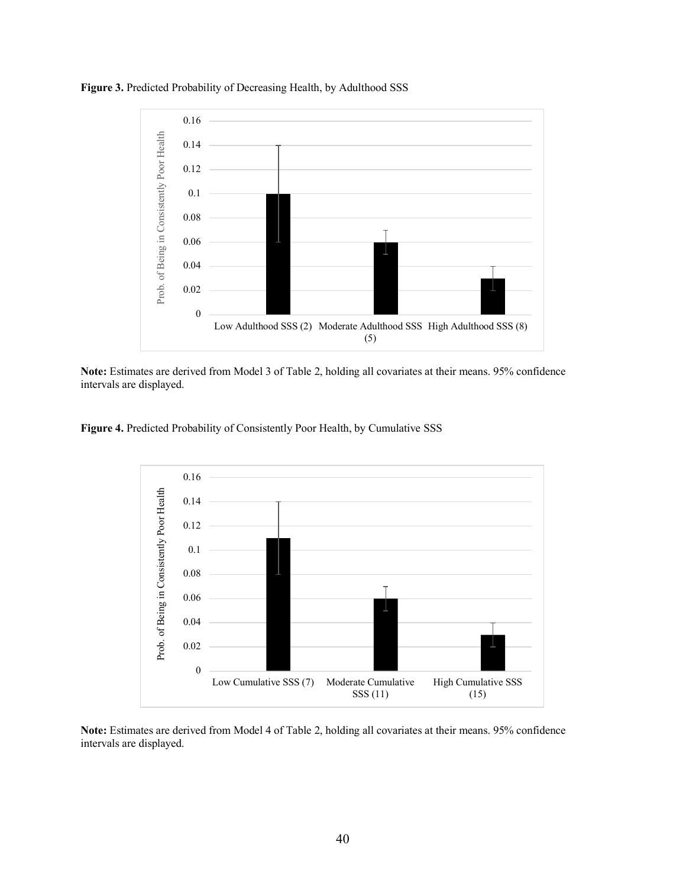**Figure 3.** Predicted Probability of Decreasing Health, by Adulthood SSS

**Note:** Estimates are derived from Model 3 of Table 2, holding all covariates at their means. 95% confidence intervals are displayed.

**Figure 4.** Predicted Probability of Consistently Poor Health, by Cumulative SSS

**Note:** Estimates are derived from Model 4 of Table 2, holding all covariates at their means. 95% confidence intervals are displayed.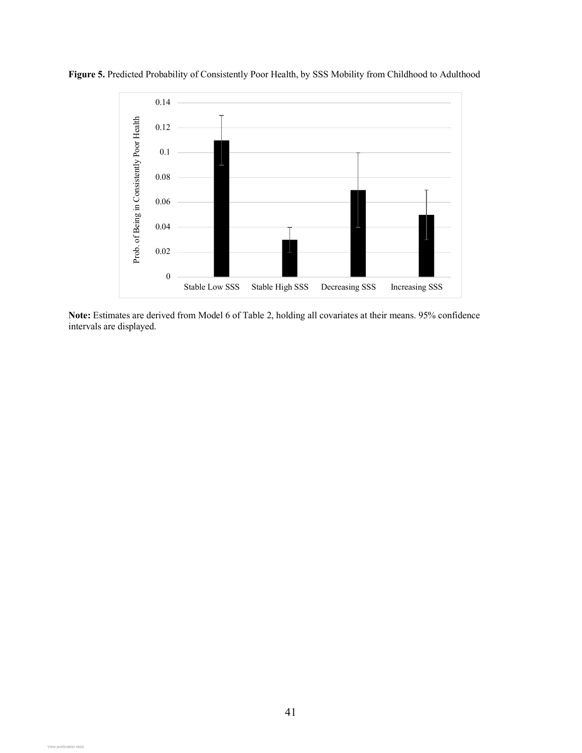**Figure 5.** Predicted Probability of Consistently Poor Health, by SSS Mobility from Childhood to Adulthood

Prob. of Being in Consistently Poor Health

0.14
0.12
0.1
0.08
0.06
0.04
0.02
0

Stable Low SSS
Stable High SSS
Decreasing SSS
Increasing SSS

**Note:** Estimates are derived from Model 6 of Table 2, holding all covariates at their means. 95% confidence intervals are displayed.